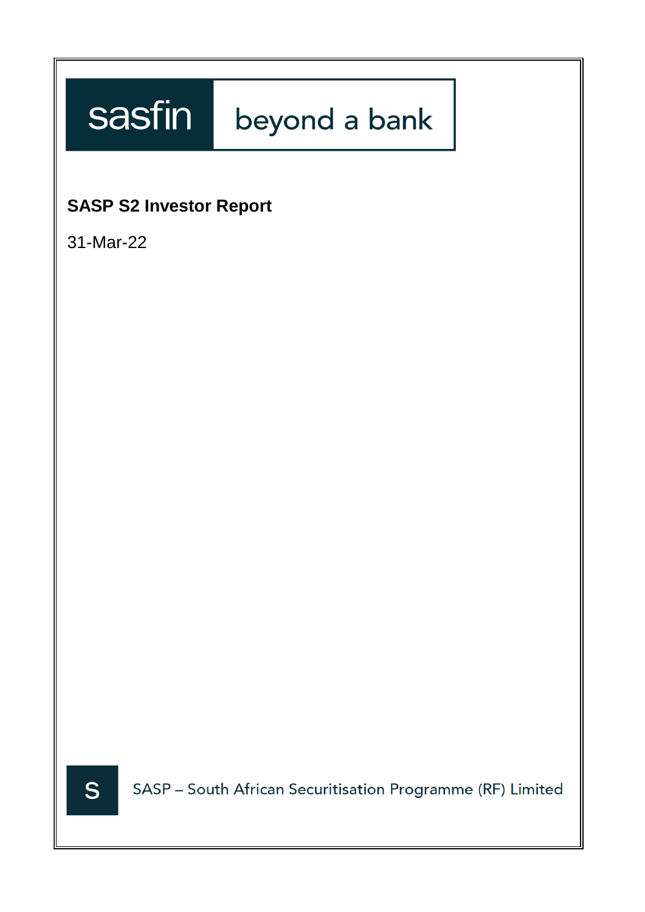sasfin beyond a bank

# SASP S2 Investor Report

31-Mar-22

S

SASP – South African Securitisation Programme (RF) Limited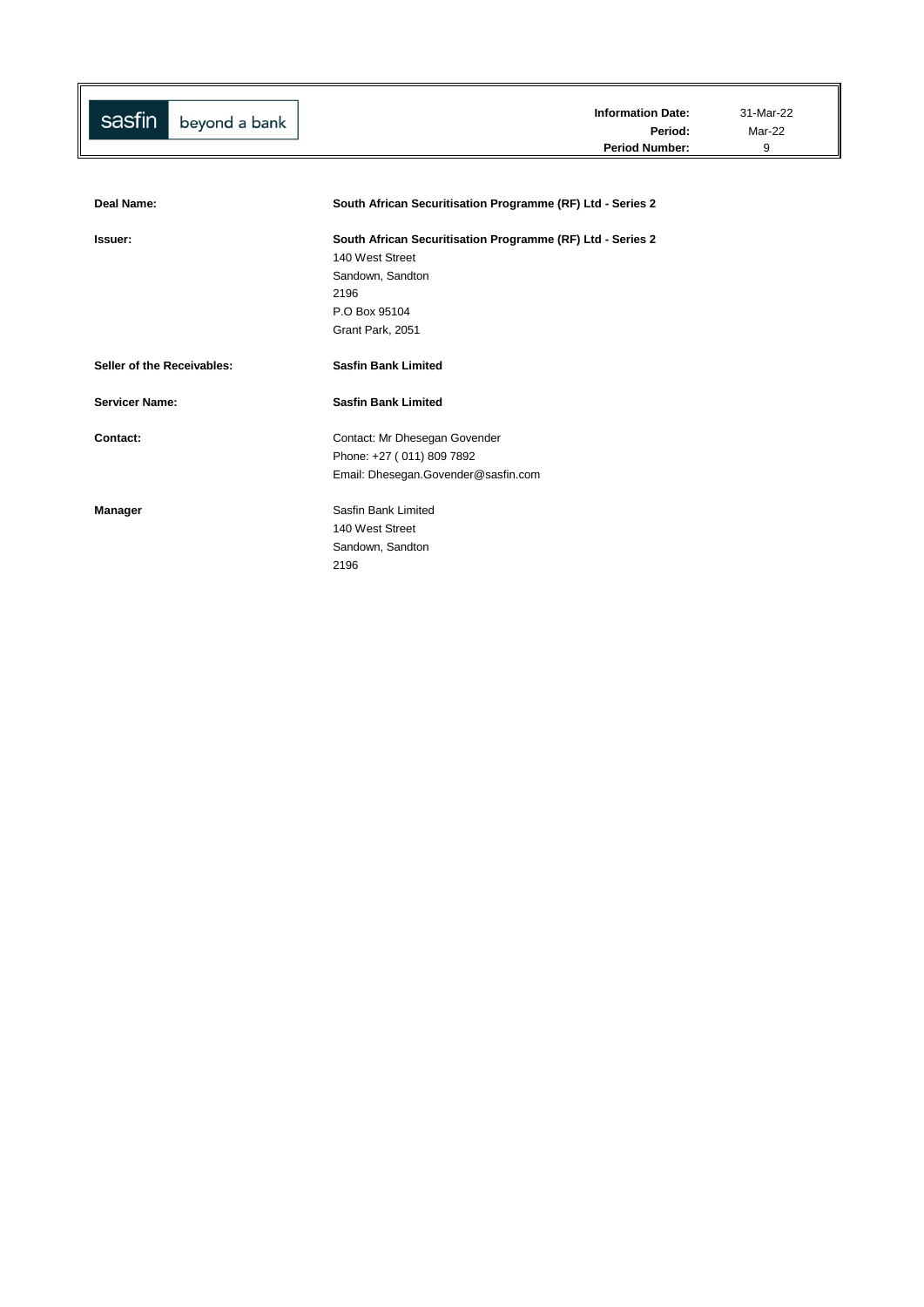sasfin beyond a bank

| | |
|---|---|
| **Information Date:** | 31-Mar-22 |
| **Period:** | Mar-22 |
| **Period Number:** | 9 |

| | |
|---|---|
| **Deal Name:** | **South African Securitisation Programme (RF) Ltd - Series 2** |
| **Issuer:** | **South African Securitisation Programme (RF) Ltd - Series 2**<br>140 West Street<br>Sandown, Sandton<br>2196<br>P.O Box 95104<br>Grant Park, 2051 |
| **Seller of the Receivables:** | **Sasfin Bank Limited** |
| **Servicer Name:** | **Sasfin Bank Limited** |
| **Contact:** | Contact: Mr Dhesegan Govender<br>Phone: +27 ( 011) 809 7892<br>Email: Dhesegan.Govender@sasfin.com |
| **Manager** | Sasfin Bank Limited<br>140 West Street<br>Sandown, Sandton<br>2196 |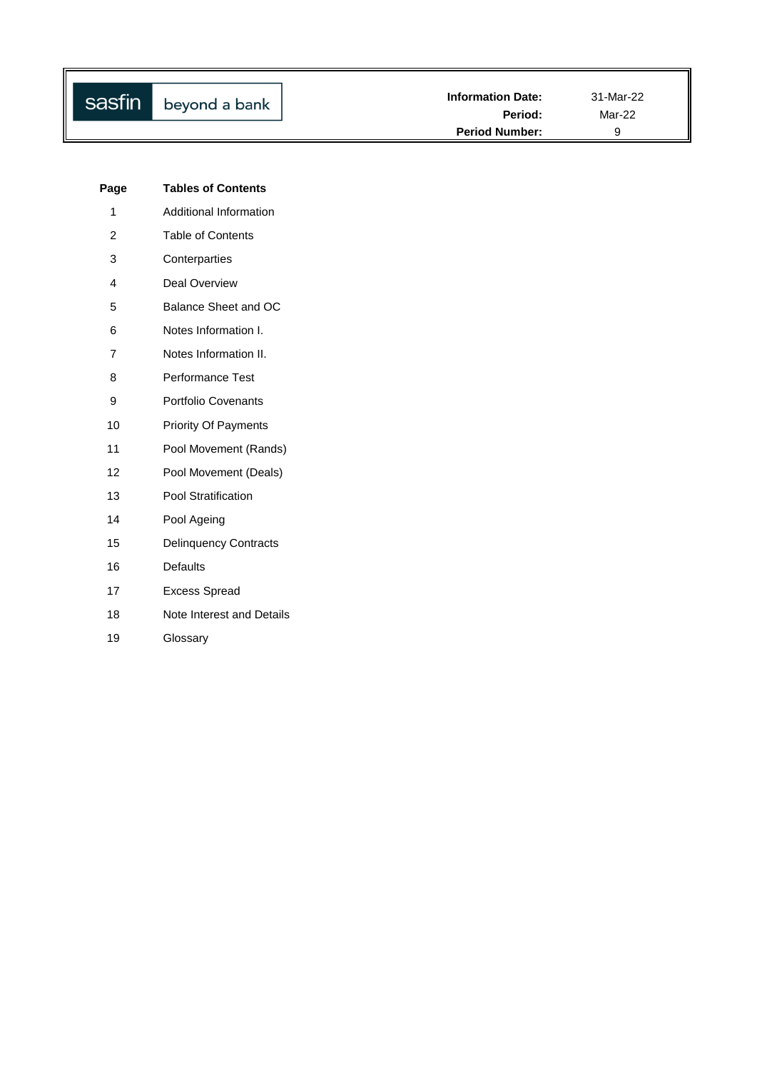| sasfin beyond a bank | Information Date: | 31-Mar-22 |
|---|---|---|
| | Period: | Mar-22 |
| | Period Number: | 9 |

| Page | Tables of Contents |
|---|---|
| 1 | Additional Information |
| 2 | Table of Contents |
| 3 | Conterparties |
| 4 | Deal Overview |
| 5 | Balance Sheet and OC |
| 6 | Notes Information I. |
| 7 | Notes Information II. |
| 8 | Performance Test |
| 9 | Portfolio Covenants |
| 10 | Priority Of Payments |
| 11 | Pool Movement (Rands) |
| 12 | Pool Movement (Deals) |
| 13 | Pool Stratification |
| 14 | Pool Ageing |
| 15 | Delinquency Contracts |
| 16 | Defaults |
| 17 | Excess Spread |
| 18 | Note Interest and Details |
| 19 | Glossary |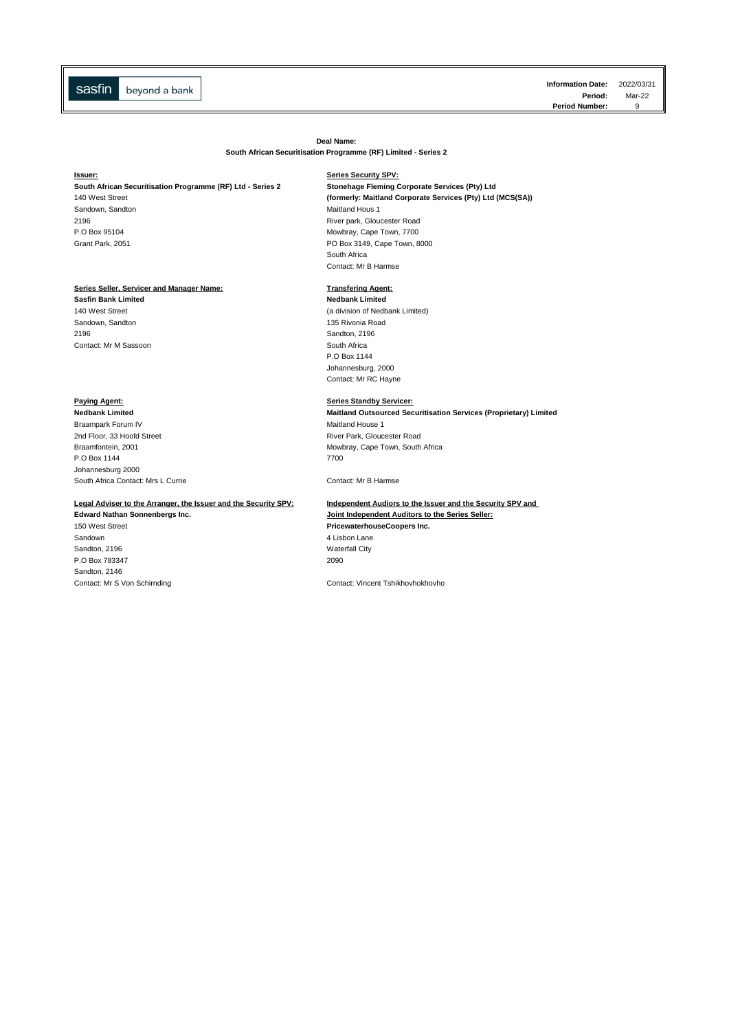sasfin beyond a bank

**Information Date:** 2022/03/31
**Period:** Mar-22
**Period Number:** 9

**Deal Name:**
**South African Securitisation Programme (RF) Limited - Series 2**

**Issuer:**
**South African Securitisation Programme (RF) Ltd - Series 2**
140 West Street
Sandown, Sandton
2196
P.O Box 95104
Grant Park, 2051

**Series Security SPV:**
**Stonehage Fleming Corporate Services (Pty) Ltd**
**(formerly: Maitland Corporate Services (Pty) Ltd (MCS(SA))**
Maitland Hous 1
River park, Gloucester Road
Mowbray, Cape Town, 7700
PO Box 3149, Cape Town, 8000
South Africa
Contact: Mr B Harmse

**Series Seller, Servicer and Manager Name:**
**Sasfin Bank Limited**
140 West Street
Sandown, Sandton
2196
Contact: Mr M Sassoon

**Transfering Agent:**
**Nedbank Limited**
(a division of Nedbank Limited)
135 Rivonia Road
Sandton, 2196
South Africa
P.O Box 1144
Johannesburg, 2000
Contact: Mr RC Hayne

**Paying Agent:**
**Nedbank Limited**
Braampark Forum IV
2nd Floor, 33 Hoofd Street
Braamfontein, 2001
P.O Box 1144
Johannesburg 2000
South Africa Contact: Mrs L Currie

**Series Standby Servicer:**
**Maitland Outsourced Securitisation Services (Proprietary) Limited**
Maitland House 1
River Park, Gloucester Road
Mowbray, Cape Town, South Africa
7700
Contact: Mr B Harmse

**Legal Adviser to the Arranger, the Issuer and the Security SPV:**
**Edward Nathan Sonnenbergs Inc.**
150 West Street
Sandown
Sandton, 2196
P.O Box 783347
Sandton, 2146
Contact: Mr S Von Schirnding

**Independent Audiors to the Issuer and the Security SPV and Joint Independent Auditors to the Series Seller:**
**PricewaterhouseCoopers Inc.**
4 Lisbon Lane
Waterfall City
2090
Contact: Vincent Tshikhovhokhovho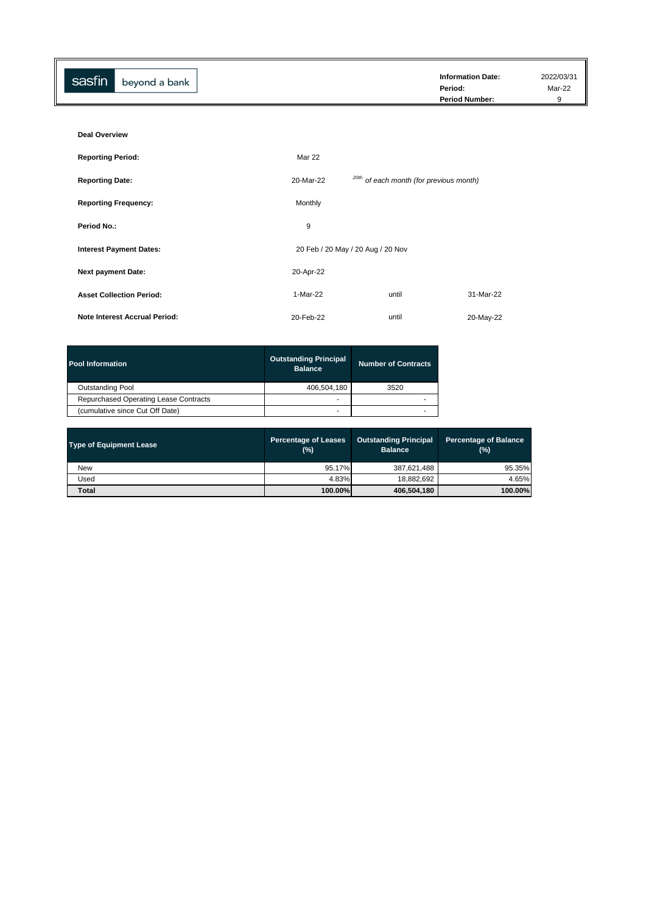sasfin beyond a bank

| | |
|---|---|
| **Information Date:** | 2022/03/31 |
| **Period:** | Mar-22 |
| **Period Number:** | 9 |

**Deal Overview**

| | | | |
|---|---|---|---|
| **Reporting Period:** | Mar 22 | | |
| **Reporting Date:** | 20-Mar-22 | 20th of each month (for previous month) | |
| **Reporting Frequency:** | Monthly | | |
| **Period No.:** | 9 | | |
| **Interest Payment Dates:** | 20 Feb / 20 May / 20 Aug / 20 Nov | | |
| **Next payment Date:** | 20-Apr-22 | | |
| **Asset Collection Period:** | 1-Mar-22 | until | 31-Mar-22 |
| **Note Interest Accrual Period:** | 20-Feb-22 | until | 20-May-22 |

| Pool Information | Outstanding Principal Balance | Number of Contracts |
|---|---|---|
| Outstanding Pool | 406,504,180 | 3520 |
| Repurchased Operating Lease Contracts | - | - |
| (cumulative since Cut Off Date) | - | - |

| Type of Equipment Lease | Percentage of Leases (%) | Outstanding Principal Balance | Percentage of Balance (%) |
|---|---|---|---|
| New | 95.17% | 387,621,488 | 95.35% |
| Used | 4.83% | 18,882,692 | 4.65% |
| **Total** | **100.00%** | **406,504,180** | **100.00%** |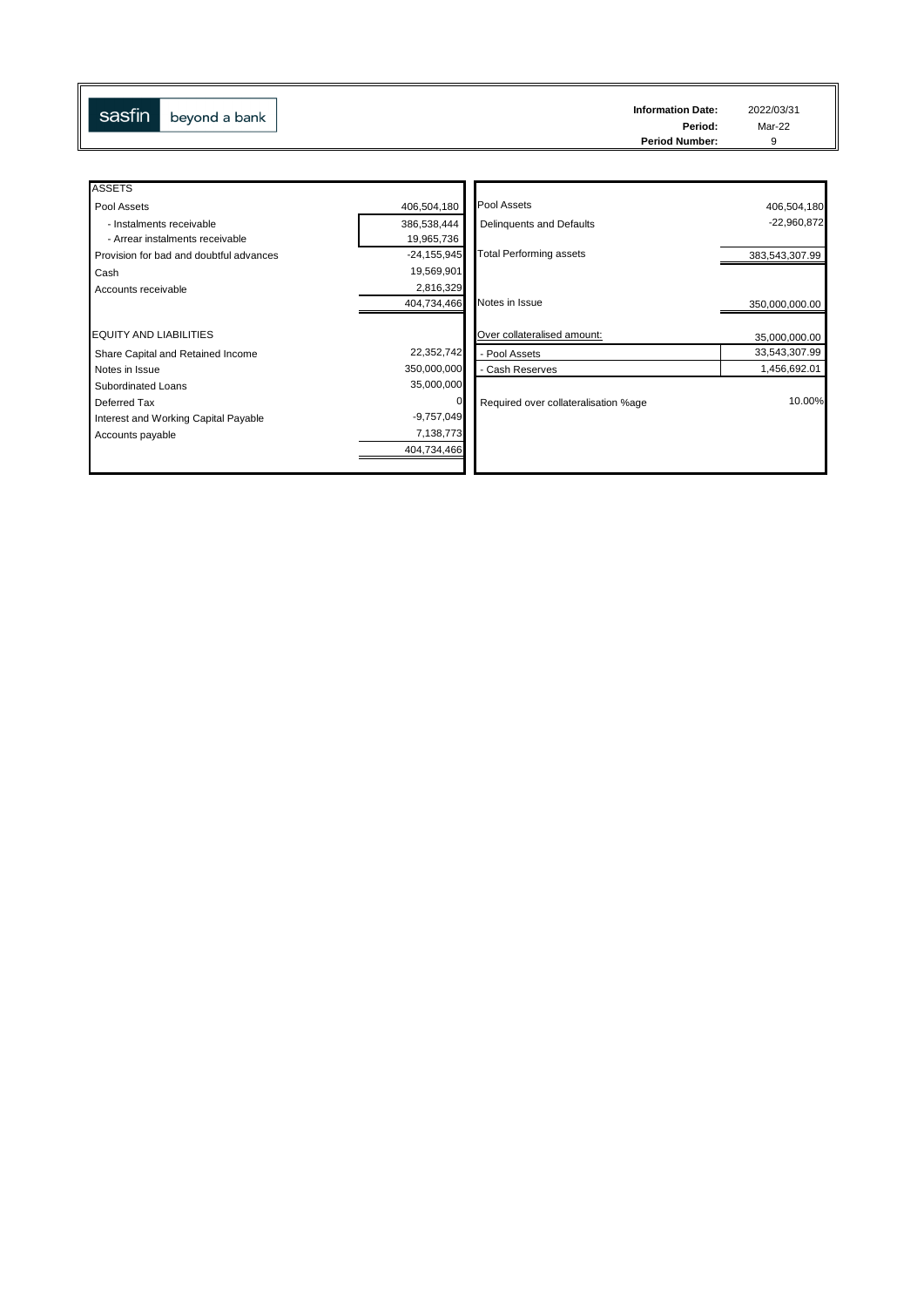sasfin beyond a bank

| | |
|---|---|
| **Information Date:** | 2022/03/31 |
| **Period:** | Mar-22 |
| **Period Number:** | 9 |

| ASSETS | |
|---|---|
| Pool Assets | 406,504,180 |
| - Instalments receivable | 386,538,444 |
| - Arrear instalments receivable | 19,965,736 |
| Provision for bad and doubtful advances | -24,155,945 |
| Cash | 19,569,901 |
| Accounts receivable | 2,816,329 |
| | 404,734,466 |
| **EQUITY AND LIABILITIES** | |
| Share Capital and Retained Income | 22,352,742 |
| Notes in Issue | 350,000,000 |
| Subordinated Loans | 35,000,000 |
| Deferred Tax | 0 |
| Interest and Working Capital Payable | -9,757,049 |
| Accounts payable | 7,138,773 |
| | 404,734,466 |

| | |
|---|---|
| Pool Assets | 406,504,180 |
| Delinquents and Defaults | -22,960,872 |
| Total Performing assets | 383,543,307.99 |
| Notes in Issue | 350,000,000.00 |
| Over collateralised amount: | 35,000,000.00 |
| - Pool Assets | 33,543,307.99 |
| - Cash Reserves | 1,456,692.01 |
| Required over collateralisation %age | 10.00% |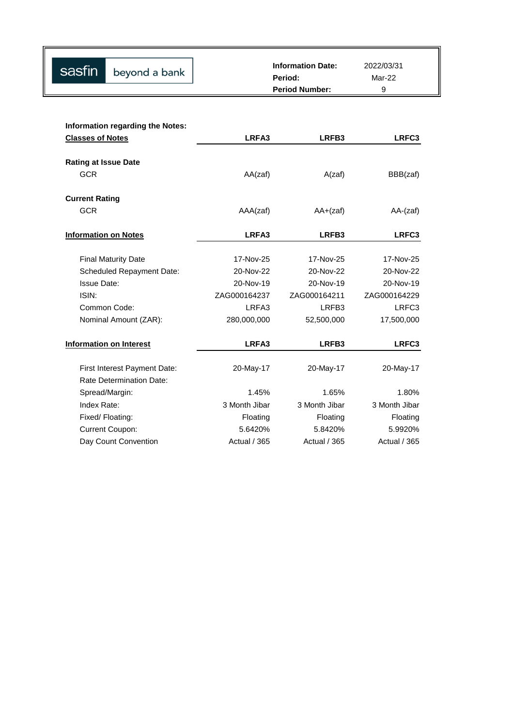sasfin beyond a bank

| | |
|---|---|
| **Information Date:** | 2022/03/31 |
| **Period:** | Mar-22 |
| **Period Number:** | 9 |

**Information regarding the Notes:**

| **Classes of Notes** | **LRFA3** | **LRFB3** | **LRFC3** |
|---|---|---|---|
| **Rating at Issue Date** | | | |
| GCR | AA(zaf) | A(zaf) | BBB(zaf) |
| **Current Rating** | | | |
| GCR | AAA(zaf) | AA+(zaf) | AA-(zaf) |

| **Information on Notes** | **LRFA3** | **LRFB3** | **LRFC3** |
|---|---|---|---|
| Final Maturity Date | 17-Nov-25 | 17-Nov-25 | 17-Nov-25 |
| Scheduled Repayment Date: | 20-Nov-22 | 20-Nov-22 | 20-Nov-22 |
| Issue Date: | 20-Nov-19 | 20-Nov-19 | 20-Nov-19 |
| ISIN: | ZAG000164237 | ZAG000164211 | ZAG000164229 |
| Common Code: | LRFA3 | LRFB3 | LRFC3 |
| Nominal Amount (ZAR): | 280,000,000 | 52,500,000 | 17,500,000 |

| **Information on Interest** | **LRFA3** | **LRFB3** | **LRFC3** |
|---|---|---|---|
| First Interest Payment Date: | 20-May-17 | 20-May-17 | 20-May-17 |
| Rate Determination Date: | | | |
| Spread/Margin: | 1.45% | 1.65% | 1.80% |
| Index Rate: | 3 Month Jibar | 3 Month Jibar | 3 Month Jibar |
| Fixed/ Floating: | Floating | Floating | Floating |
| Current Coupon: | 5.6420% | 5.8420% | 5.9920% |
| Day Count Convention | Actual / 365 | Actual / 365 | Actual / 365 |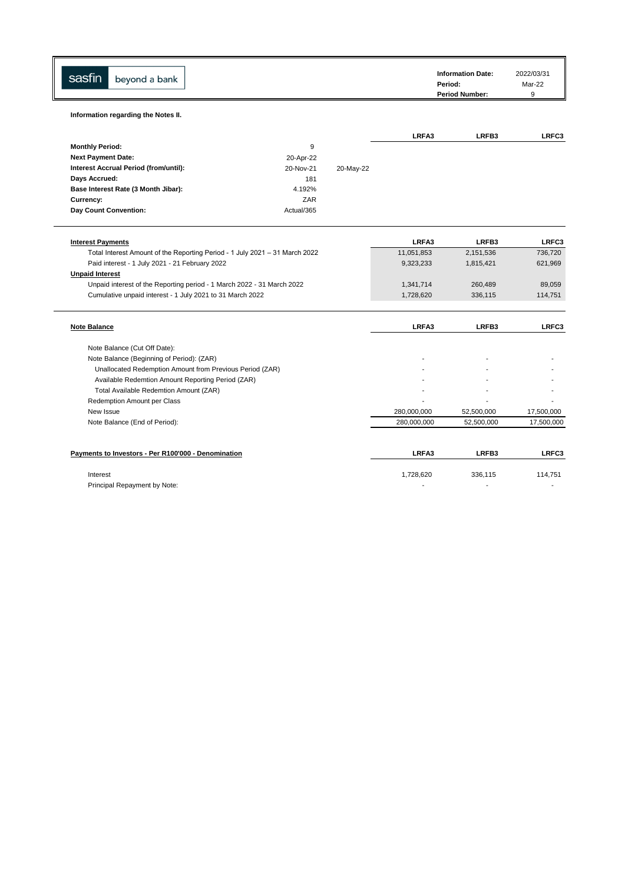sasfin beyond a bank

| | |
|---|---|
| **Information Date:** | 2022/03/31 |
| **Period:** | Mar-22 |
| **Period Number:** | 9 |

**Information regarding the Notes II.**

| | | | LRFA3 | LRFB3 | LRFC3 |
|---|---|---|---|---|---|
| **Monthly Period:** | 9 | | | | |
| **Next Payment Date:** | 20-Apr-22 | | | | |
| **Interest Accrual Period (from/until):** | 20-Nov-21 | 20-May-22 | | | |
| **Days Accrued:** | 181 | | | | |
| **Base Interest Rate (3 Month Jibar):** | 4.192% | | | | |
| **Currency:** | ZAR | | | | |
| **Day Count Convention:** | Actual/365 | | | | |

| **Interest Payments** | LRFA3 | LRFB3 | LRFC3 |
|---|---|---|---|
| Total Interest Amount of the Reporting Period - 1 July 2021 – 31 March 2022 | 11,051,853 | 2,151,536 | 736,720 |
| Paid interest - 1 July 2021 - 21 February 2022 | 9,323,233 | 1,815,421 | 621,969 |
| **Unpaid Interest** | | | |
| Unpaid interest of the Reporting period - 1 March 2022 - 31 March 2022 | 1,341,714 | 260,489 | 89,059 |
| Cumulative unpaid interest - 1 July 2021 to 31 March 2022 | 1,728,620 | 336,115 | 114,751 |

| **Note Balance** | LRFA3 | LRFB3 | LRFC3 |
|---|---|---|---|
| Note Balance (Cut Off Date): | | | |
| Note Balance (Beginning of Period): (ZAR) | - | - | - |
| Unallocated Redemption Amount from Previous Period (ZAR) | - | - | - |
| Available Redemtion Amount Reporting Period (ZAR) | - | - | - |
| Total Available Redemtion Amount (ZAR) | - | - | - |
| Redemption Amount per Class | - | - | - |
| New Issue | 280,000,000 | 52,500,000 | 17,500,000 |
| Note Balance (End of Period): | 280,000,000 | 52,500,000 | 17,500,000 |

| **Payments to Investors - Per R100'000 - Denomination** | LRFA3 | LRFB3 | LRFC3 |
|---|---|---|---|
| Interest | 1,728,620 | 336,115 | 114,751 |
| Principal Repayment by Note: | - | - | - |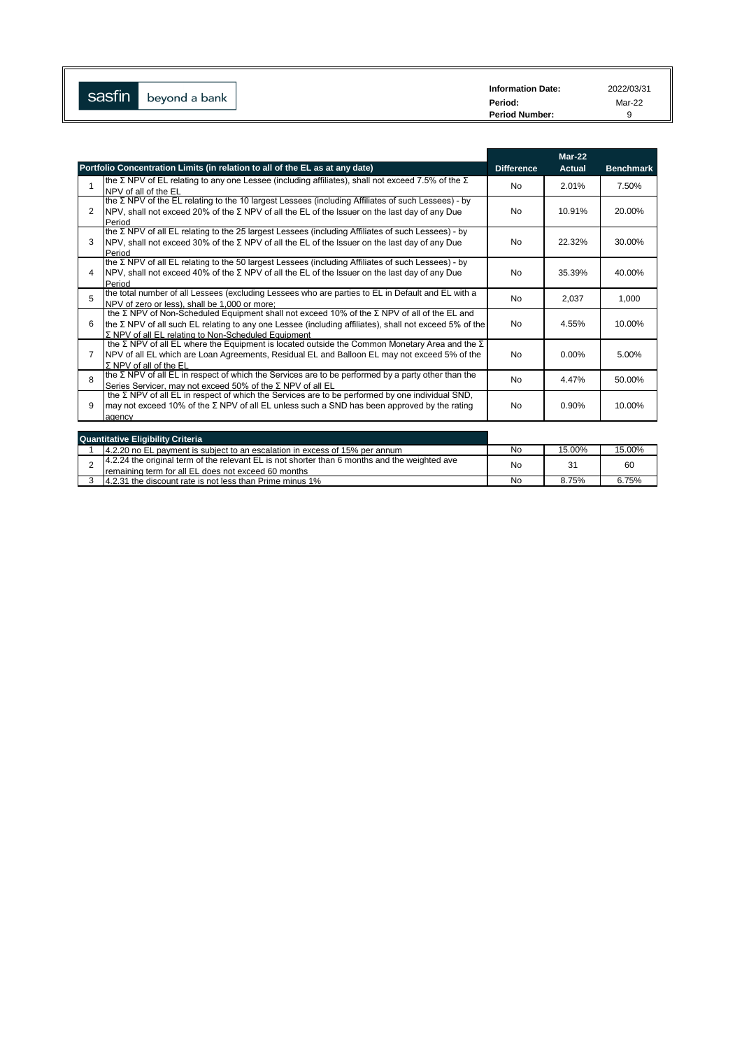sasfin beyond a bank

| | |
|---|---|
| **Information Date:** | 2022/03/31 |
| **Period:** | Mar-22 |
| **Period Number:** | 9 |

| | Portfolio Concentration Limits (in relation to all of the EL as at any date) | Difference | Mar-22 Actual | Benchmark |
|---|---|---|---|---|
| 1 | the Σ NPV of EL relating to any one Lessee (including affiliates), shall not exceed 7.5% of the Σ NPV of all of the EL | No | 2.01% | 7.50% |
| 2 | the Σ NPV of the EL relating to the 10 largest Lessees (including Affiliates of such Lessees) - by NPV, shall not exceed 20% of the Σ NPV of all the EL of the Issuer on the last day of any Due Period | No | 10.91% | 20.00% |
| 3 | the Σ NPV of all EL relating to the 25 largest Lessees (including Affiliates of such Lessees) - by NPV, shall not exceed 30% of the Σ NPV of all the EL of the Issuer on the last day of any Due Period | No | 22.32% | 30.00% |
| 4 | the Σ NPV of all EL relating to the 50 largest Lessees (including Affiliates of such Lessees) - by NPV, shall not exceed 40% of the Σ NPV of all the EL of the Issuer on the last day of any Due Period | No | 35.39% | 40.00% |
| 5 | the total number of all Lessees (excluding Lessees who are parties to EL in Default and EL with a NPV of zero or less), shall be 1,000 or more; | No | 2,037 | 1,000 |
| 6 | the Σ NPV of Non-Scheduled Equipment shall not exceed 10% of the Σ NPV of all of the EL and the Σ NPV of all such EL relating to any one Lessee (including affiliates), shall not exceed 5% of the Σ NPV of all EL relating to Non-Scheduled Equipment | No | 4.55% | 10.00% |
| 7 | the Σ NPV of all EL where the Equipment is located outside the Common Monetary Area and the Σ NPV of all EL which are Loan Agreements, Residual EL and Balloon EL may not exceed 5% of the Σ NPV of all of the EL | No | 0.00% | 5.00% |
| 8 | the Σ NPV of all EL in respect of which the Services are to be performed by a party other than the Series Servicer, may not exceed 50% of the Σ NPV of all EL | No | 4.47% | 50.00% |
| 9 | the Σ NPV of all EL in respect of which the Services are to be performed by one individual SND, may not exceed 10% of the Σ NPV of all EL unless such a SND has been approved by the rating agency | No | 0.90% | 10.00% |

| | Quantitative Eligibility Criteria | | | |
|---|---|---|---|---|
| 1 | 4.2.20 no EL payment is subject to an escalation in excess of 15% per annum | No | 15.00% | 15.00% |
| 2 | 4.2.24 the original term of the relevant EL is not shorter than 6 months and the weighted ave remaining term for all EL does not exceed 60 months | No | 31 | 60 |
| 3 | 4.2.31 the discount rate is not less than Prime minus 1% | No | 8.75% | 6.75% |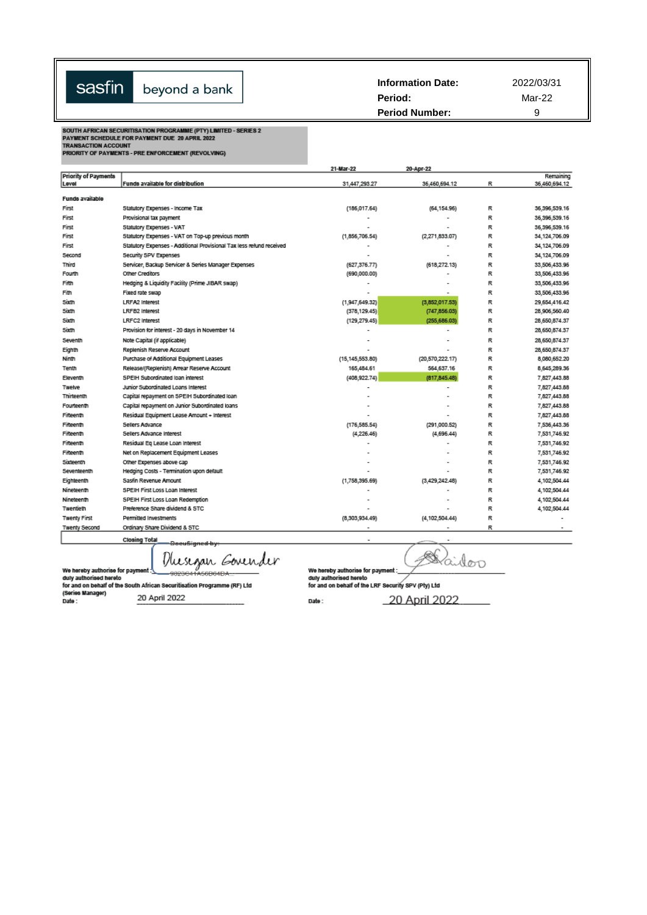sasfin beyond a bank

| | |
|---|---|
| **Information Date:** | 2022/03/31 |
| **Period:** | Mar-22 |
| **Period Number:** | 9 |

**SOUTH AFRICAN SECURITISATION PROGRAMME (PTY) LIMITED - SERIES 2**
**PAYMENT SCHEDULE FOR PAYMENT DUE 20 APRIL 2022**
**TRANSACTION ACCOUNT**
**PRIORITY OF PAYMENTS - PRE ENFORCEMENT (REVOLVING)**

| Priority of Payments Level | | 21-Mar-22 | 20-Apr-22 | | Remaining |
|---|---|---|---|---|---|
| | Funds available for distribution | 31,447,293.27 | 36,460,694.12 | R | 36,460,694.12 |
| **Funds available** | | | | | |
| First | Statutory Expenses - Income Tax | (186,017.64) | (64,154.96) | R | 36,396,539.16 |
| First | Provisional tax payment | - | - | R | 36,396,539.16 |
| First | Statutory Expenses - VAT | - | - | R | 36,396,539.16 |
| First | Statutory Expenses - VAT on Top-up previous month | (1,856,706.54) | (2,271,833.07) | R | 34,124,706.09 |
| First | Statutory Expenses - Additional Provisional Tax less refund received | - | - | R | 34,124,706.09 |
| Second | Security SPV Expenses | - | - | R | 34,124,706.09 |
| Third | Servicer, Backup Servicer & Series Manager Expenses | (627,376.77) | (618,272.13) | R | 33,506,433.96 |
| Fourth | Other Creditors | (690,000.00) | - | R | 33,506,433.96 |
| Fifth | Hedging & Liquidity Facility (Prime JIBAR swap) | - | - | R | 33,506,433.96 |
| Fifth | Fixed rate swap | - | - | R | 33,506,433.96 |
| Sixth | LRFA2 Interest | (1,947,649.32) | (3,852,017.53) | R | 29,654,416.42 |
| Sixth | LRFB2 Interest | (378,129.45) | (747,856.03) | R | 28,906,560.40 |
| Sixth | LRFC2 Interest | (129,279.45) | (255,686.03) | R | 28,650,874.37 |
| Sixth | Provision for interest - 20 days in November 14 | - | - | R | 28,650,874.37 |
| Seventh | Note Capital (if applicable) | - | - | R | 28,650,874.37 |
| Eighth | Replenish Reserve Account | - | - | R | 28,650,874.37 |
| Ninth | Purchase of Additional Equipment Leases | (15,145,553.80) | (20,570,222.17) | R | 8,080,652.20 |
| Tenth | Release/(Replenish) Arrear Reserve Account | 165,484.61 | 564,637.16 | R | 8,645,289.36 |
| Eleventh | SPEIH Subordinated loan interest | (408,922.74) | (817,845.48) | R | 7,827,443.88 |
| Twelve | Junior Subordinated Loans Interest | - | - | R | 7,827,443.88 |
| Thirteenth | Capital repayment on SPEIH Subordinated loan | - | - | R | 7,827,443.88 |
| Fourteenth | Capital repayment on Junior Subordinated loans | - | - | R | 7,827,443.88 |
| Fifteenth | Residual Equipment Lease Amount + Interest | - | - | R | 7,827,443.88 |
| Fifteenth | Sellers Advance | (176,585.54) | (291,000.52) | R | 7,536,443.36 |
| Fifteenth | Sellers Advance Interest | (4,226.46) | (4,696.44) | R | 7,531,746.92 |
| Fifteenth | Residual Eq Lease Loan Interest | - | - | R | 7,531,746.92 |
| Fifteenth | Net on Replacement Equipment Leases | - | - | R | 7,531,746.92 |
| Sixteenth | Other Expenses above cap | - | - | R | 7,531,746.92 |
| Seventeenth | Hedging Costs - Termination upon default | - | - | R | 7,531,746.92 |
| Eighteenth | Sasfin Revenue Amount | (1,758,395.69) | (3,429,242.48) | R | 4,102,504.44 |
| Nineteenth | SPEIH First Loss Loan Interest | - | - | R | 4,102,504.44 |
| Nineteenth | SPEIH First Loss Loan Redemption | - | - | R | 4,102,504.44 |
| Twentieth | Preference Share dividend & STC | - | - | R | 4,102,504.44 |
| Twenty First | Permitted Investments | (8,303,934.49) | (4,102,504.44) | R | - |
| Twenty Second | Ordinary Share Dividend & STC | - | - | R | - |
| | **Closing Total** | - | - | | |

We hereby authorise for payment : *Dhesegan Govender* (DocuSigned by: 9023C41A56D64DA...)
duly authorised hereto
for and on behalf of the South African Securitisation Programme (RF) Ltd
(Series Manager)
Date : 20 April 2022

We hereby authorise for payment : *[signature]*
duly authorised hereto
for and on behalf of the LRF Security SPV (Pty) Ltd
Date : 20 April 2022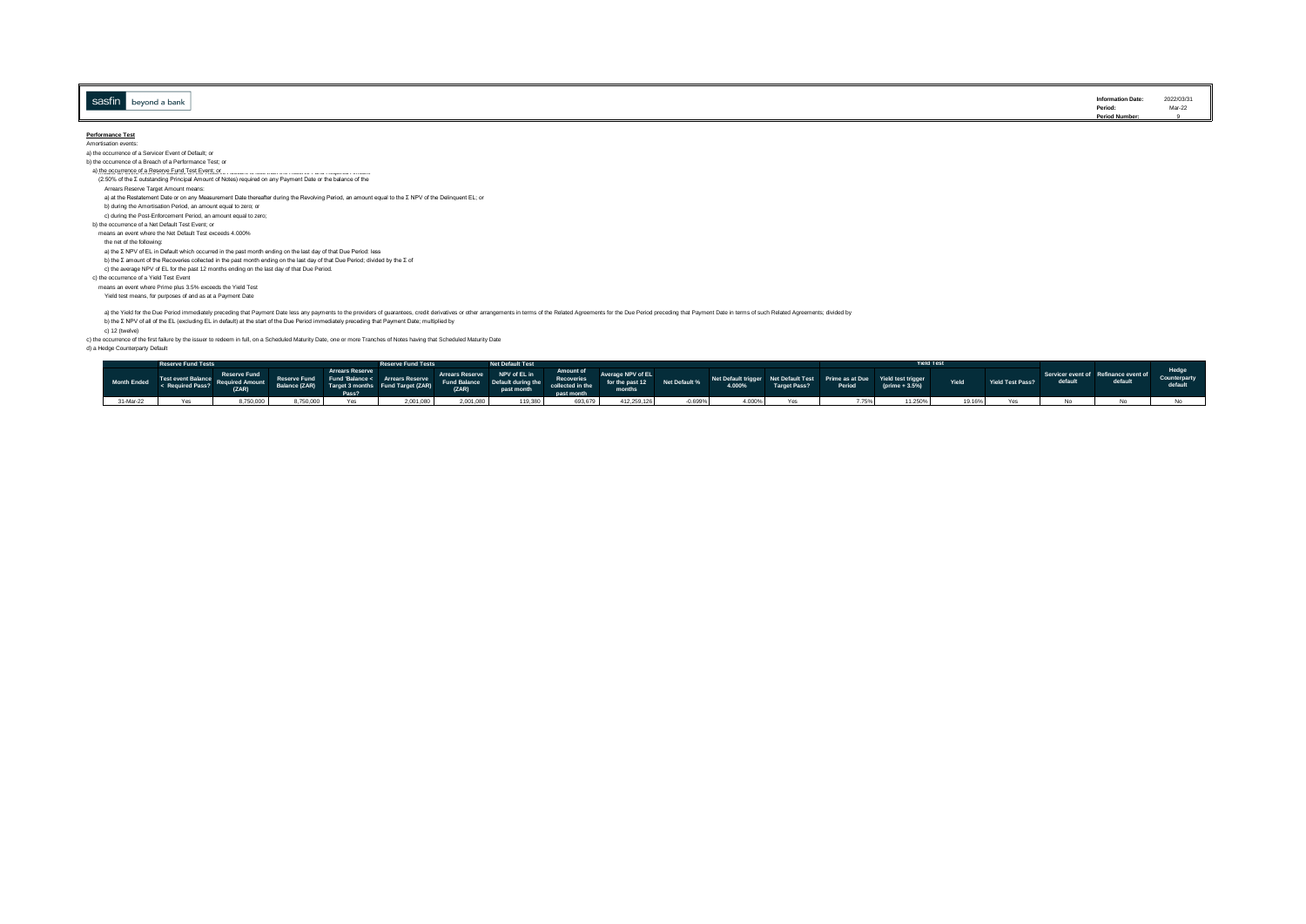sasfin beyond a bank

**Information Date:** 2022/03/31
**Period:** Mar-22
**Period Number:** 9

**Performance Test**

Amortisation events:

a) the occurrence of a Servicer Event of Default; or

b) the occurrence of a Breach of a Performance Test; or

a) the occurrence of a Reserve Fund Test Event; or

(2.50% of the Σ outstanding Principal Amount of Notes) required on any Payment Date or the balance of the

Arrears Reserve Target Amount means:

a) at the Restatement Date or on any Measurement Date thereafter during the Revolving Period, an amount equal to the Σ NPV of the Delinquent EL; or

b) during the Amortisation Period, an amount equal to zero; or

c) during the Post-Enforcement Period, an amount equal to zero;

b) the occurrence of a Net Default Test Event; or

means an event where the Net Default Test exceeds 4.000%

the net of the following:

a) the Σ NPV of EL in Default which occurred in the past month ending on the last day of that Due Period: less

b) the Σ amount of the Recoveries collected in the past month ending on the last day of that Due Period; divided by the Σ of

c) the average NPV of EL for the past 12 months ending on the last day of that Due Period.

c) the occurrence of a Yield Test Event

means an event where Prime plus 3.5% exceeds the Yield Test

Yield test means, for purposes of and as at a Payment Date

a) the Yield for the Due Period immediately preceding that Payment Date less any payments to the providers of guarantees, credit derivatives or other arrangements in terms of the Related Agreements for the Due Period preceding that Payment Date in terms of such Related Agreements; divided by

b) the Σ NPV of all of the EL (excluding EL in default) at the start of the Due Period immediately preceding that Payment Date; multiplied by

c) 12 (twelve)

c) the occurrence of the first failure by the issuer to redeem in full, on a Scheduled Maturity Date, one or more Tranches of Notes having that Scheduled Maturity Date

d) a Hedge Counterparty Default

| | Reserve Fund Tests | | | | Reserve Fund Tests | | Net Default Test | | | | | | | Yield Test | | | | | | |
|---|---|---|---|---|---|---|---|---|---|---|---|---|---|---|---|---|---|---|---|
| Month Ended | Test event Balance < Required Pass? | Reserve Fund Required Amount (ZAR) | Reserve Fund Balance (ZAR) | Arrears Reserve Fund 'Balance < Target 3 months Pass? | Arrears Reserve Fund Target (ZAR) | Arrears Reserve Fund Balance (ZAR) | NPV of EL in Default during the past month | Amount of Recoveries collected in the past month | Average NPV of EL for the past 12 months | Net Default % | Net Default trigger 4.000% | Net Default Test Target Pass? | Prime as at Due Period | Yield test trigger (prime + 3.5%) | Yield | Yield Test Pass? | Servicer event of default | Refinance event of default | Hedge Counterparty default |
| 31-Mar-22 | Yes | 8,750,000 | 8,750,000 | Yes | 2,001,080 | 2,001,080 | 119,380 | 693,679 | 412,259,126 | -0.699% | 4.000% | Yes | 7.75% | 11.250% | 19.16% | Yes | No | No | No |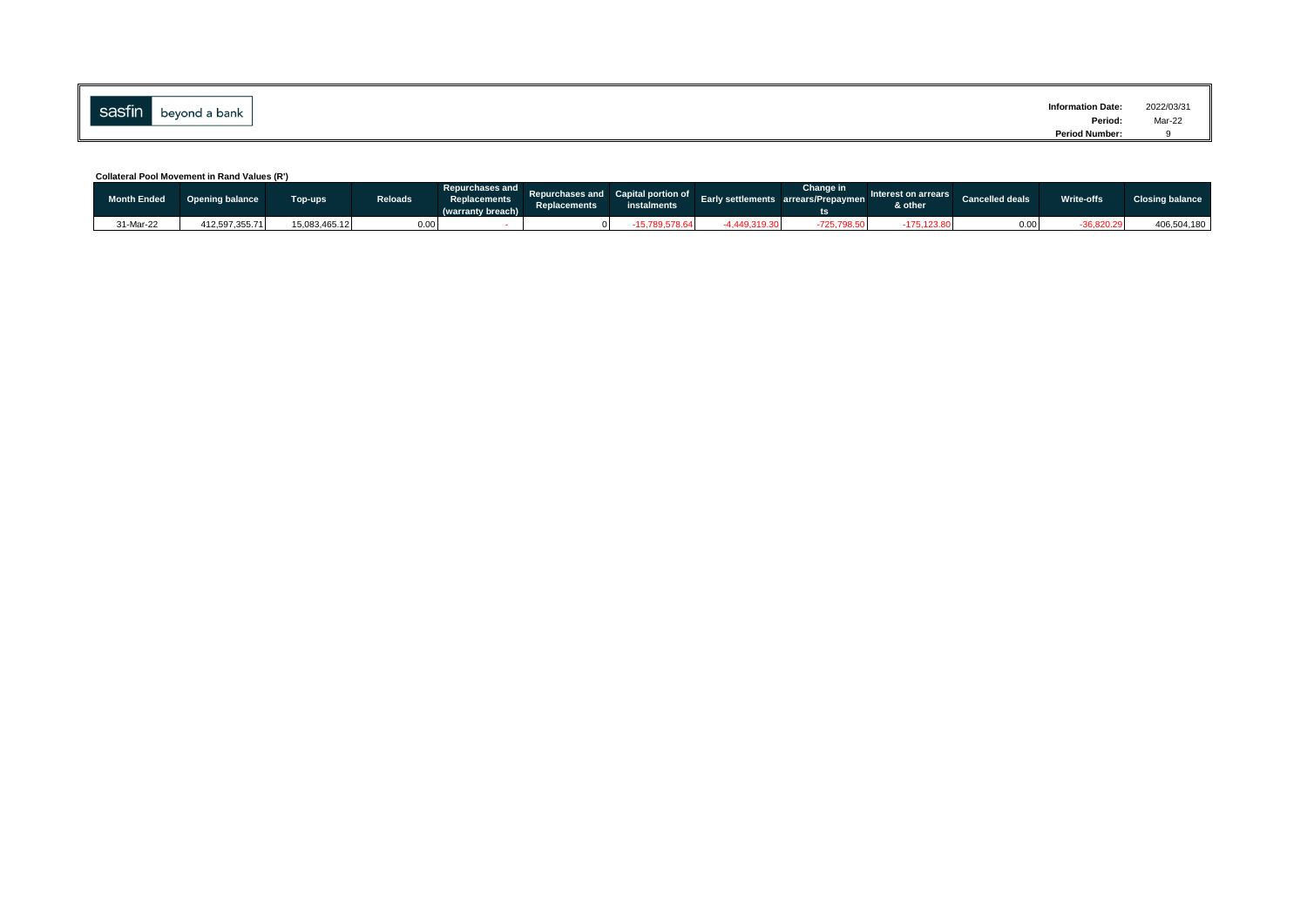sasfin beyond a bank

| | |
|---|---|
| **Information Date:** | 2022/03/31 |
| **Period:** | Mar-22 |
| **Period Number:** | 9 |

**Collateral Pool Movement in Rand Values (R')**

| Month Ended | Opening balance | Top-ups | Reloads | Repurchases and Replacements (warranty breach) | Repurchases and Replacements | Capital portion of instalments | Early settlements | Change in arrears/Prepayments | Interest on arrears & other | Cancelled deals | Write-offs | Closing balance |
|---|---|---|---|---|---|---|---|---|---|---|---|---|
| 31-Mar-22 | 412,597,355.71 | 15,083,465.12 | 0.00 | - | 0 | -15,789,578.64 | -4,449,319.30 | -725,798.50 | -175,123.80 | 0.00 | -36,820.29 | 406,504,180 |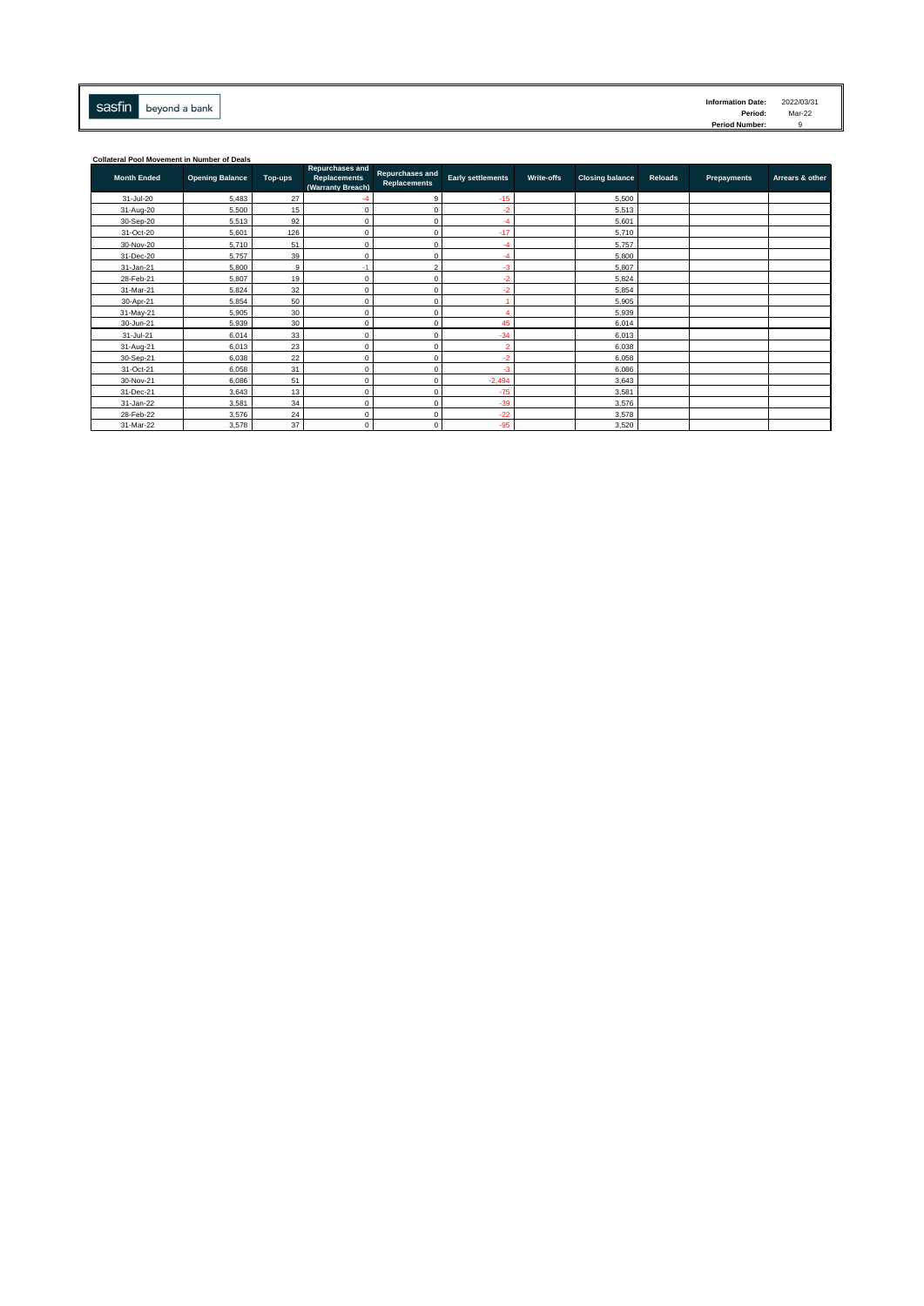sasfin beyond a bank

**Information Date:** 2022/03/31
**Period:** Mar-22
**Period Number:** 9

**Collateral Pool Movement in Number of Deals**

| Month Ended | Opening Balance | Top-ups | Repurchases and Replacements (Warranty Breach) | Repurchases and Replacements | Early settlements | Write-offs | Closing balance | Reloads | Prepayments | Arrears & other |
|---|---|---|---|---|---|---|---|---|---|---|
| 31-Jul-20 | 5,483 | 27 | -4 | 9 | -15 | | 5,500 | | | |
| 31-Aug-20 | 5,500 | 15 | 0 | 0 | -2 | | 5,513 | | | |
| 30-Sep-20 | 5,513 | 92 | 0 | 0 | -4 | | 5,601 | | | |
| 31-Oct-20 | 5,601 | 126 | 0 | 0 | -17 | | 5,710 | | | |
| 30-Nov-20 | 5,710 | 51 | 0 | 0 | -4 | | 5,757 | | | |
| 31-Dec-20 | 5,757 | 39 | 0 | 0 | -4 | | 5,800 | | | |
| 31-Jan-21 | 5,800 | 9 | -1 | 2 | -3 | | 5,807 | | | |
| 28-Feb-21 | 5,807 | 19 | 0 | 0 | -2 | | 5,824 | | | |
| 31-Mar-21 | 5,824 | 32 | 0 | 0 | -2 | | 5,854 | | | |
| 30-Apr-21 | 5,854 | 50 | 0 | 0 | 1 | | 5,905 | | | |
| 31-May-21 | 5,905 | 30 | 0 | 0 | 4 | | 5,939 | | | |
| 30-Jun-21 | 5,939 | 30 | 0 | 0 | 45 | | 6,014 | | | |
| 31-Jul-21 | 6,014 | 33 | 0 | 0 | -34 | | 6,013 | | | |
| 31-Aug-21 | 6,013 | 23 | 0 | 0 | 2 | | 6,038 | | | |
| 30-Sep-21 | 6,038 | 22 | 0 | 0 | -2 | | 6,058 | | | |
| 31-Oct-21 | 6,058 | 31 | 0 | 0 | -3 | | 6,086 | | | |
| 30-Nov-21 | 6,086 | 51 | 0 | 0 | -2,494 | | 3,643 | | | |
| 31-Dec-21 | 3,643 | 13 | 0 | 0 | -75 | | 3,581 | | | |
| 31-Jan-22 | 3,581 | 34 | 0 | 0 | -39 | | 3,576 | | | |
| 28-Feb-22 | 3,576 | 24 | 0 | 0 | -22 | | 3,578 | | | |
| 31-Mar-22 | 3,578 | 37 | 0 | 0 | -95 | | 3,520 | | | |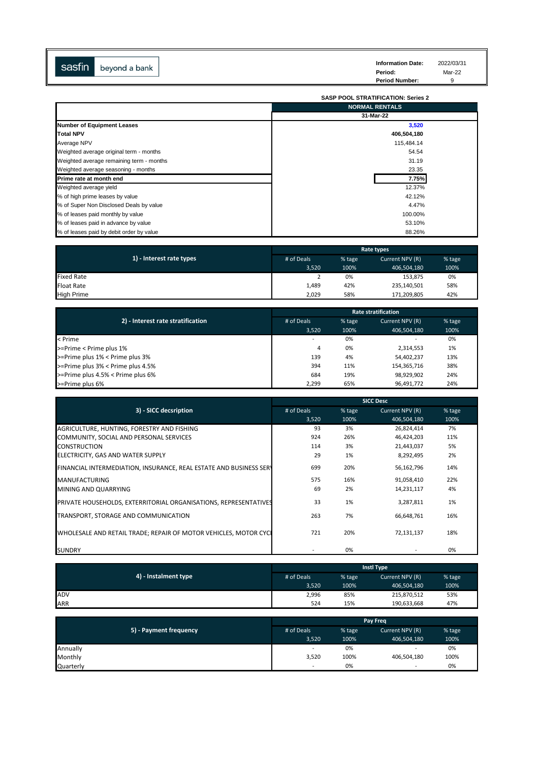sasfin beyond a bank

| | |
|---|---|
| **Information Date:** | 2022/03/31 |
| **Period:** | Mar-22 |
| **Period Number:** | 9 |

**SASP POOL STRATIFICATION: Series 2**

| | NORMAL RENTALS |
|---|---|
| | 31-Mar-22 |
| **Number of Equipment Leases** | 3,520 |
| **Total NPV** | 406,504,180 |
| Average NPV | 115,484.14 |
| Weighted average original term - months | 54.54 |
| Weighted average remaining term - months | 31.19 |
| Weighted average seasoning - months | 23.35 |
| **Prime rate at month end** | 7.75% |
| Weighted average yield | 12.37% |
| % of high prime leases by value | 42.12% |
| % of Super Non Disclosed Deals by value | 4.47% |
| % of leases paid monthly by value | 100.00% |
| % of leases paid in advance by value | 53.10% |
| % of leases paid by debit order by value | 88.26% |

| 1) - Interest rate types | Rate types | | | |
|---|---|---|---|---|
| | # of Deals | % tage | Current NPV (R) | % tage |
| | 3,520 | 100% | 406,504,180 | 100% |
| Fixed Rate | 2 | 0% | 153,875 | 0% |
| Float Rate | 1,489 | 42% | 235,140,501 | 58% |
| High Prime | 2,029 | 58% | 171,209,805 | 42% |

| 2) - Interest rate stratification | Rate stratification | | | |
|---|---|---|---|---|
| | # of Deals | % tage | Current NPV (R) | % tage |
| | 3,520 | 100% | 406,504,180 | 100% |
| < Prime | - | 0% | - | 0% |
| >=Prime < Prime plus 1% | 4 | 0% | 2,314,553 | 1% |
| >=Prime plus 1% < Prime plus 3% | 139 | 4% | 54,402,237 | 13% |
| >=Prime plus 3% < Prime plus 4.5% | 394 | 11% | 154,365,716 | 38% |
| >=Prime plus 4.5% < Prime plus 6% | 684 | 19% | 98,929,902 | 24% |
| >=Prime plus 6% | 2,299 | 65% | 96,491,772 | 24% |

| 3) - SICC decsription | SICC Desc | | | |
|---|---|---|---|---|
| | # of Deals | % tage | Current NPV (R) | % tage |
| | 3,520 | 100% | 406,504,180 | 100% |
| AGRICULTURE, HUNTING, FORESTRY AND FISHING | 93 | 3% | 26,824,414 | 7% |
| COMMUNITY, SOCIAL AND PERSONAL SERVICES | 924 | 26% | 46,424,203 | 11% |
| CONSTRUCTION | 114 | 3% | 21,443,037 | 5% |
| ELECTRICITY, GAS AND WATER SUPPLY | 29 | 1% | 8,292,495 | 2% |
| FINANCIAL INTERMEDIATION, INSURANCE, REAL ESTATE AND BUSINESS SER | 699 | 20% | 56,162,796 | 14% |
| MANUFACTURING | 575 | 16% | 91,058,410 | 22% |
| MINING AND QUARRYING | 69 | 2% | 14,231,117 | 4% |
| PRIVATE HOUSEHOLDS, EXTERRITORIAL ORGANISATIONS, REPRESENTATIVES | 33 | 1% | 3,287,811 | 1% |
| TRANSPORT, STORAGE AND COMMUNICATION | 263 | 7% | 66,648,761 | 16% |
| WHOLESALE AND RETAIL TRADE; REPAIR OF MOTOR VEHICLES, MOTOR CYC | 721 | 20% | 72,131,137 | 18% |
| SUNDRY | - | 0% | - | 0% |

| 4) - Instalment type | Instl Type | | | |
|---|---|---|---|---|
| | # of Deals | % tage | Current NPV (R) | % tage |
| | 3,520 | 100% | 406,504,180 | 100% |
| ADV | 2,996 | 85% | 215,870,512 | 53% |
| ARR | 524 | 15% | 190,633,668 | 47% |

| 5) - Payment frequency | Pay Freq | | | |
|---|---|---|---|---|
| | # of Deals | % tage | Current NPV (R) | % tage |
| | 3,520 | 100% | 406,504,180 | 100% |
| Annually | - | 0% | - | 0% |
| Monthly | 3,520 | 100% | 406,504,180 | 100% |
| Quarterly | - | 0% | - | 0% |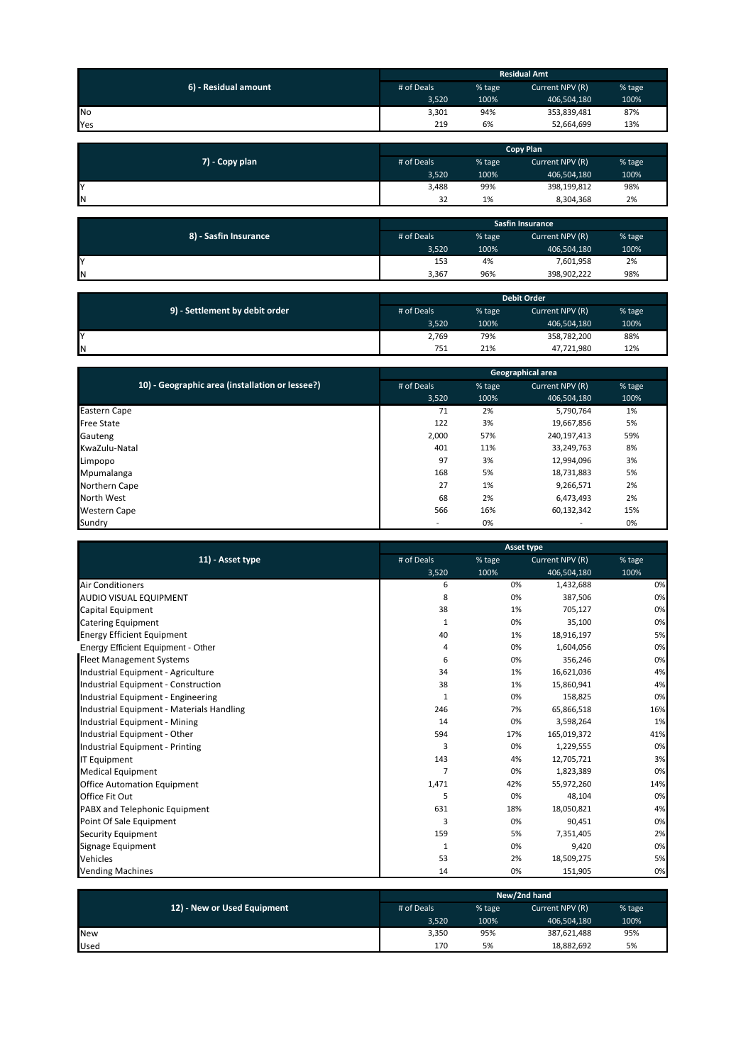| 6) - Residual amount | Residual Amt | | | |
|---|---|---|---|---|
| | # of Deals | % tage | Current NPV (R) | % tage |
| | 3,520 | 100% | 406,504,180 | 100% |
| No | 3,301 | 94% | 353,839,481 | 87% |
| Yes | 219 | 6% | 52,664,699 | 13% |

| 7) - Copy plan | Copy Plan | | | |
|---|---|---|---|---|
| | # of Deals | % tage | Current NPV (R) | % tage |
| | 3,520 | 100% | 406,504,180 | 100% |
| Y | 3,488 | 99% | 398,199,812 | 98% |
| N | 32 | 1% | 8,304,368 | 2% |

| 8) - Sasfin Insurance | Sasfin Insurance | | | |
|---|---|---|---|---|
| | # of Deals | % tage | Current NPV (R) | % tage |
| | 3,520 | 100% | 406,504,180 | 100% |
| Y | 153 | 4% | 7,601,958 | 2% |
| N | 3,367 | 96% | 398,902,222 | 98% |

| 9) - Settlement by debit order | Debit Order | | | |
|---|---|---|---|---|
| | # of Deals | % tage | Current NPV (R) | % tage |
| | 3,520 | 100% | 406,504,180 | 100% |
| Y | 2,769 | 79% | 358,782,200 | 88% |
| N | 751 | 21% | 47,721,980 | 12% |

| 10) - Geographic area (installation or lessee?) | Geographical area | | | |
|---|---|---|---|---|
| | # of Deals | % tage | Current NPV (R) | % tage |
| | 3,520 | 100% | 406,504,180 | 100% |
| Eastern Cape | 71 | 2% | 5,790,764 | 1% |
| Free State | 122 | 3% | 19,667,856 | 5% |
| Gauteng | 2,000 | 57% | 240,197,413 | 59% |
| KwaZulu-Natal | 401 | 11% | 33,249,763 | 8% |
| Limpopo | 97 | 3% | 12,994,096 | 3% |
| Mpumalanga | 168 | 5% | 18,731,883 | 5% |
| Northern Cape | 27 | 1% | 9,266,571 | 2% |
| North West | 68 | 2% | 6,473,493 | 2% |
| Western Cape | 566 | 16% | 60,132,342 | 15% |
| Sundry | - | 0% | - | 0% |

| 11) - Asset type | Asset type | | | |
|---|---|---|---|---|
| | # of Deals | % tage | Current NPV (R) | % tage |
| | 3,520 | 100% | 406,504,180 | 100% |
| Air Conditioners | 6 | 0% | 1,432,688 | 0% |
| AUDIO VISUAL EQUIPMENT | 8 | 0% | 387,506 | 0% |
| Capital Equipment | 38 | 1% | 705,127 | 0% |
| Catering Equipment | 1 | 0% | 35,100 | 0% |
| Energy Efficient Equipment | 40 | 1% | 18,916,197 | 5% |
| Energy Efficient Equipment - Other | 4 | 0% | 1,604,056 | 0% |
| Fleet Management Systems | 6 | 0% | 356,246 | 0% |
| Industrial Equipment - Agriculture | 34 | 1% | 16,621,036 | 4% |
| Industrial Equipment - Construction | 38 | 1% | 15,860,941 | 4% |
| Industrial Equipment - Engineering | 1 | 0% | 158,825 | 0% |
| Industrial Equipment - Materials Handling | 246 | 7% | 65,866,518 | 16% |
| Industrial Equipment - Mining | 14 | 0% | 3,598,264 | 1% |
| Industrial Equipment - Other | 594 | 17% | 165,019,372 | 41% |
| Industrial Equipment - Printing | 3 | 0% | 1,229,555 | 0% |
| IT Equipment | 143 | 4% | 12,705,721 | 3% |
| Medical Equipment | 7 | 0% | 1,823,389 | 0% |
| Office Automation Equipment | 1,471 | 42% | 55,972,260 | 14% |
| Office Fit Out | 5 | 0% | 48,104 | 0% |
| PABX and Telephonic Equipment | 631 | 18% | 18,050,821 | 4% |
| Point Of Sale Equipment | 3 | 0% | 90,451 | 0% |
| Security Equipment | 159 | 5% | 7,351,405 | 2% |
| Signage Equipment | 1 | 0% | 9,420 | 0% |
| Vehicles | 53 | 2% | 18,509,275 | 5% |
| Vending Machines | 14 | 0% | 151,905 | 0% |

| 12) - New or Used Equipment | New/2nd hand | | | |
|---|---|---|---|---|
| | # of Deals | % tage | Current NPV (R) | % tage |
| | 3,520 | 100% | 406,504,180 | 100% |
| New | 3,350 | 95% | 387,621,488 | 95% |
| Used | 170 | 5% | 18,882,692 | 5% |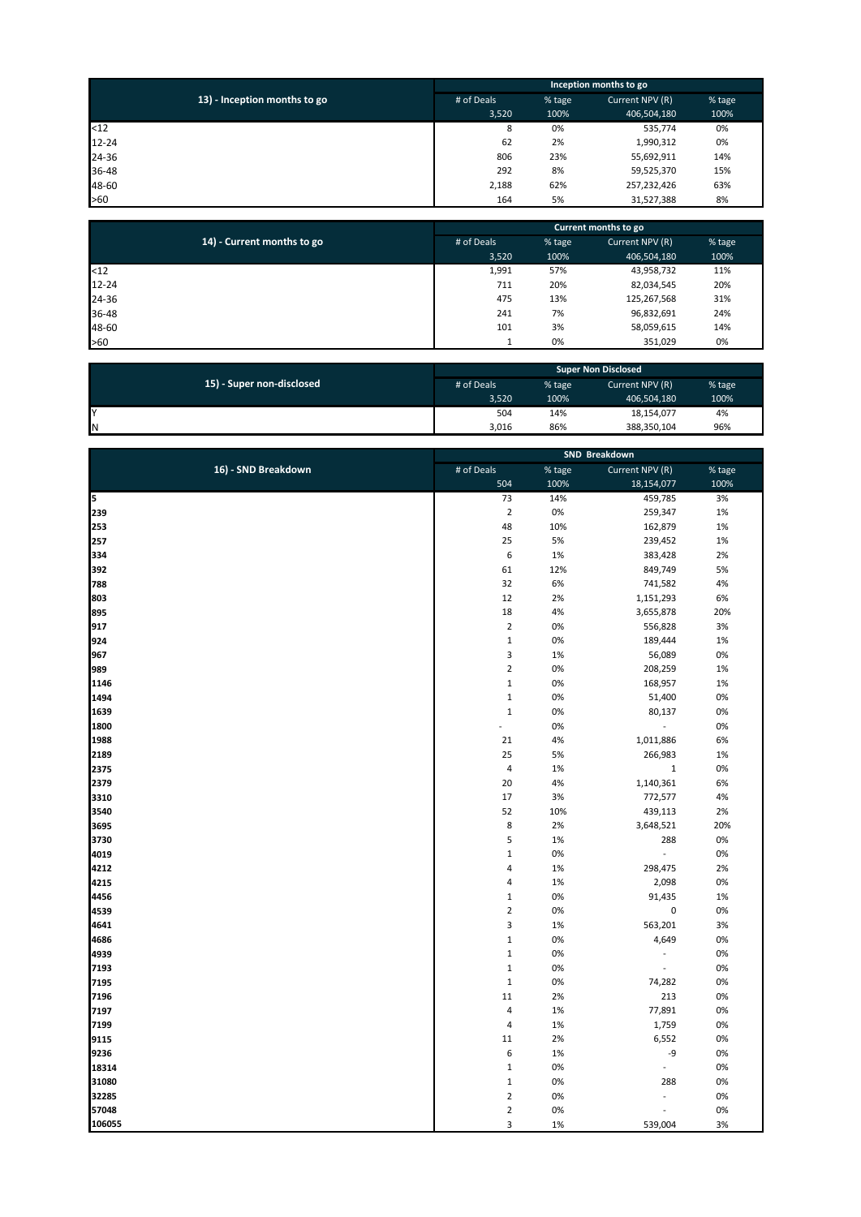| 13) - Inception months to go | Inception months to go | | | |
|---|---|---|---|---|
| | # of Deals | % tage | Current NPV (R) | % tage |
| | 3,520 | 100% | 406,504,180 | 100% |
| <12 | 8 | 0% | 535,774 | 0% |
| 12-24 | 62 | 2% | 1,990,312 | 0% |
| 24-36 | 806 | 23% | 55,692,911 | 14% |
| 36-48 | 292 | 8% | 59,525,370 | 15% |
| 48-60 | 2,188 | 62% | 257,232,426 | 63% |
| >60 | 164 | 5% | 31,527,388 | 8% |

| 14) - Current months to go | Current months to go | | | |
|---|---|---|---|---|
| | # of Deals | % tage | Current NPV (R) | % tage |
| | 3,520 | 100% | 406,504,180 | 100% |
| <12 | 1,991 | 57% | 43,958,732 | 11% |
| 12-24 | 711 | 20% | 82,034,545 | 20% |
| 24-36 | 475 | 13% | 125,267,568 | 31% |
| 36-48 | 241 | 7% | 96,832,691 | 24% |
| 48-60 | 101 | 3% | 58,059,615 | 14% |
| >60 | 1 | 0% | 351,029 | 0% |

| 15) - Super non-disclosed | Super Non Disclosed | | | |
|---|---|---|---|---|
| | # of Deals | % tage | Current NPV (R) | % tage |
| | 3,520 | 100% | 406,504,180 | 100% |
| Y | 504 | 14% | 18,154,077 | 4% |
| N | 3,016 | 86% | 388,350,104 | 96% |

| 16) - SND Breakdown | SND Breakdown | | | |
|---|---|---|---|---|
| | # of Deals | % tage | Current NPV (R) | % tage |
| | 504 | 100% | 18,154,077 | 100% |
| **5** | 73 | 14% | 459,785 | 3% |
| **239** | 2 | 0% | 259,347 | 1% |
| **253** | 48 | 10% | 162,879 | 1% |
| **257** | 25 | 5% | 239,452 | 1% |
| **334** | 6 | 1% | 383,428 | 2% |
| **392** | 61 | 12% | 849,749 | 5% |
| **788** | 32 | 6% | 741,582 | 4% |
| **803** | 12 | 2% | 1,151,293 | 6% |
| **895** | 18 | 4% | 3,655,878 | 20% |
| **917** | 2 | 0% | 556,828 | 3% |
| **924** | 1 | 0% | 189,444 | 1% |
| **967** | 3 | 1% | 56,089 | 0% |
| **989** | 2 | 0% | 208,259 | 1% |
| **1146** | 1 | 0% | 168,957 | 1% |
| **1494** | 1 | 0% | 51,400 | 0% |
| **1639** | 1 | 0% | 80,137 | 0% |
| **1800** | - | 0% | - | 0% |
| **1988** | 21 | 4% | 1,011,886 | 6% |
| **2189** | 25 | 5% | 266,983 | 1% |
| **2375** | 4 | 1% | 1 | 0% |
| **2379** | 20 | 4% | 1,140,361 | 6% |
| **3310** | 17 | 3% | 772,577 | 4% |
| **3540** | 52 | 10% | 439,113 | 2% |
| **3695** | 8 | 2% | 3,648,521 | 20% |
| **3730** | 5 | 1% | 288 | 0% |
| **4019** | 1 | 0% | - | 0% |
| **4212** | 4 | 1% | 298,475 | 2% |
| **4215** | 4 | 1% | 2,098 | 0% |
| **4456** | 1 | 0% | 91,435 | 1% |
| **4539** | 2 | 0% | 0 | 0% |
| **4641** | 3 | 1% | 563,201 | 3% |
| **4686** | 1 | 0% | 4,649 | 0% |
| **4939** | 1 | 0% | - | 0% |
| **7193** | 1 | 0% | - | 0% |
| **7195** | 1 | 0% | 74,282 | 0% |
| **7196** | 11 | 2% | 213 | 0% |
| **7197** | 4 | 1% | 77,891 | 0% |
| **7199** | 4 | 1% | 1,759 | 0% |
| **9115** | 11 | 2% | 6,552 | 0% |
| **9236** | 6 | 1% | -9 | 0% |
| **18314** | 1 | 0% | - | 0% |
| **31080** | 1 | 0% | 288 | 0% |
| **32285** | 2 | 0% | - | 0% |
| **57048** | 2 | 0% | - | 0% |
| **106055** | 3 | 1% | 539,004 | 3% |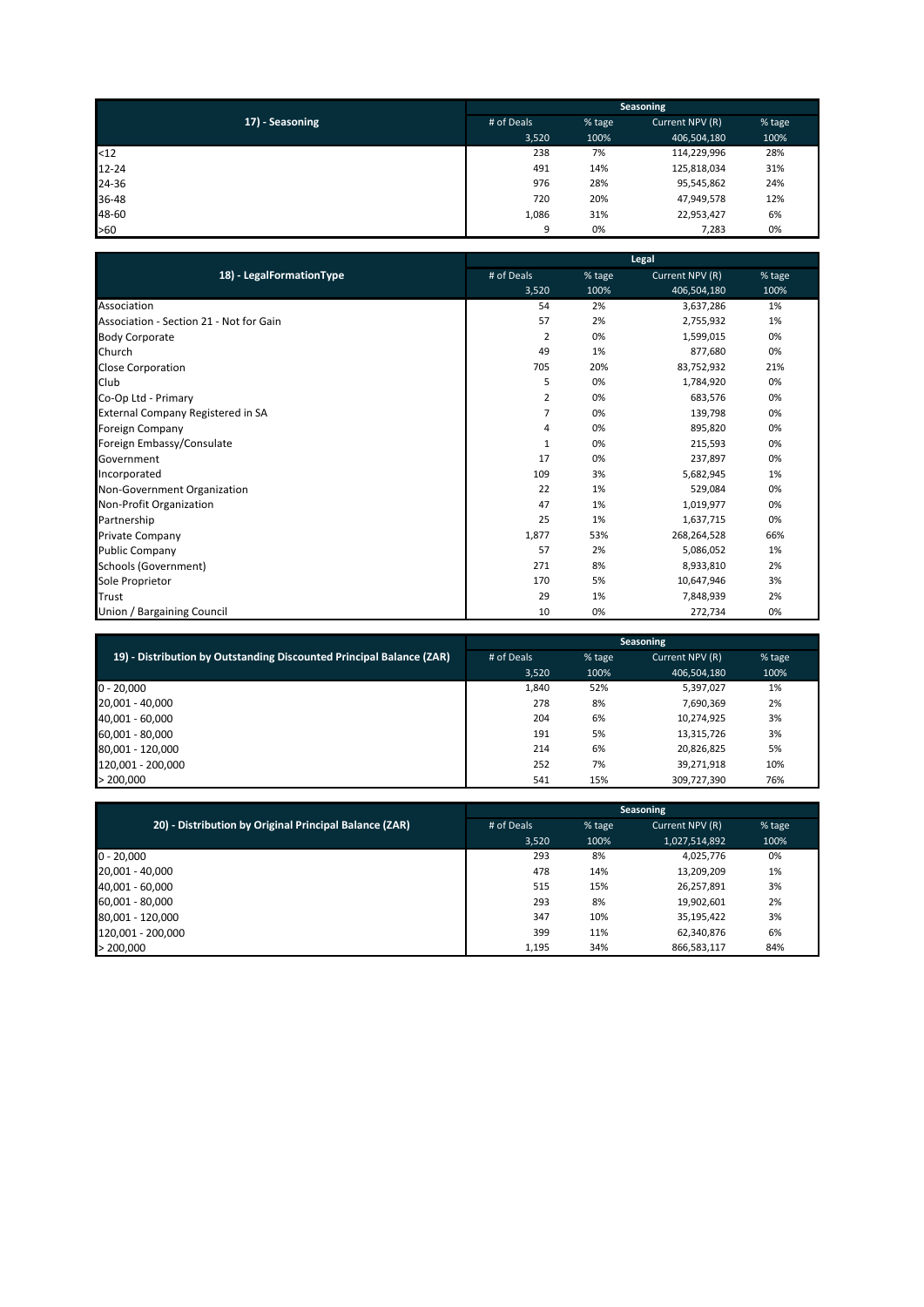| 17) - Seasoning | Seasoning | | | |
|---|---|---|---|---|
| | # of Deals | % tage | Current NPV (R) | % tage |
| | 3,520 | 100% | 406,504,180 | 100% |
| <12 | 238 | 7% | 114,229,996 | 28% |
| 12-24 | 491 | 14% | 125,818,034 | 31% |
| 24-36 | 976 | 28% | 95,545,862 | 24% |
| 36-48 | 720 | 20% | 47,949,578 | 12% |
| 48-60 | 1,086 | 31% | 22,953,427 | 6% |
| >60 | 9 | 0% | 7,283 | 0% |

| 18) - LegalFormationType | Legal | | | |
|---|---|---|---|---|
| | # of Deals | % tage | Current NPV (R) | % tage |
| | 3,520 | 100% | 406,504,180 | 100% |
| Association | 54 | 2% | 3,637,286 | 1% |
| Association - Section 21 - Not for Gain | 57 | 2% | 2,755,932 | 1% |
| Body Corporate | 2 | 0% | 1,599,015 | 0% |
| Church | 49 | 1% | 877,680 | 0% |
| Close Corporation | 705 | 20% | 83,752,932 | 21% |
| Club | 5 | 0% | 1,784,920 | 0% |
| Co-Op Ltd - Primary | 2 | 0% | 683,576 | 0% |
| External Company Registered in SA | 7 | 0% | 139,798 | 0% |
| Foreign Company | 4 | 0% | 895,820 | 0% |
| Foreign Embassy/Consulate | 1 | 0% | 215,593 | 0% |
| Government | 17 | 0% | 237,897 | 0% |
| Incorporated | 109 | 3% | 5,682,945 | 1% |
| Non-Government Organization | 22 | 1% | 529,084 | 0% |
| Non-Profit Organization | 47 | 1% | 1,019,977 | 0% |
| Partnership | 25 | 1% | 1,637,715 | 0% |
| Private Company | 1,877 | 53% | 268,264,528 | 66% |
| Public Company | 57 | 2% | 5,086,052 | 1% |
| Schools (Government) | 271 | 8% | 8,933,810 | 2% |
| Sole Proprietor | 170 | 5% | 10,647,946 | 3% |
| Trust | 29 | 1% | 7,848,939 | 2% |
| Union / Bargaining Council | 10 | 0% | 272,734 | 0% |

| 19) - Distribution by Outstanding Discounted Principal Balance (ZAR) | Seasoning | | | |
|---|---|---|---|---|
| | # of Deals | % tage | Current NPV (R) | % tage |
| | 3,520 | 100% | 406,504,180 | 100% |
| 0 - 20,000 | 1,840 | 52% | 5,397,027 | 1% |
| 20,001 - 40,000 | 278 | 8% | 7,690,369 | 2% |
| 40,001 - 60,000 | 204 | 6% | 10,274,925 | 3% |
| 60,001 - 80,000 | 191 | 5% | 13,315,726 | 3% |
| 80,001 - 120,000 | 214 | 6% | 20,826,825 | 5% |
| 120,001 - 200,000 | 252 | 7% | 39,271,918 | 10% |
| > 200,000 | 541 | 15% | 309,727,390 | 76% |

| 20) - Distribution by Original Principal Balance (ZAR) | Seasoning | | | |
|---|---|---|---|---|
| | # of Deals | % tage | Current NPV (R) | % tage |
| | 3,520 | 100% | 1,027,514,892 | 100% |
| 0 - 20,000 | 293 | 8% | 4,025,776 | 0% |
| 20,001 - 40,000 | 478 | 14% | 13,209,209 | 1% |
| 40,001 - 60,000 | 515 | 15% | 26,257,891 | 3% |
| 60,001 - 80,000 | 293 | 8% | 19,902,601 | 2% |
| 80,001 - 120,000 | 347 | 10% | 35,195,422 | 3% |
| 120,001 - 200,000 | 399 | 11% | 62,340,876 | 6% |
| > 200,000 | 1,195 | 34% | 866,583,117 | 84% |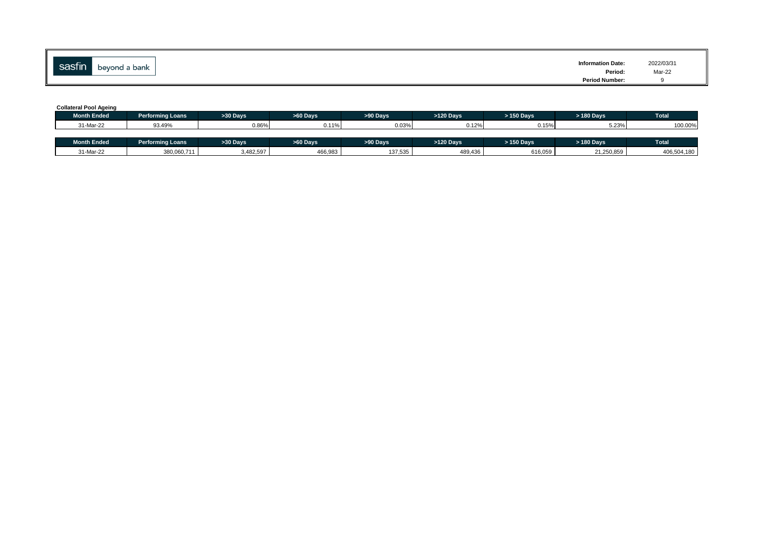sasfin beyond a bank

**Information Date:** 2022/03/31
**Period:** Mar-22
**Period Number:** 9

**Collateral Pool Ageing**

| Month Ended | Performing Loans | >30 Days | >60 Days | >90 Days | >120 Days | > 150 Days | > 180 Days | Total |
|---|---|---|---|---|---|---|---|---|
| 31-Mar-22 | 93.49% | 0.86% | 0.11% | 0.03% | 0.12% | 0.15% | 5.23% | 100.00% |

| Month Ended | Performing Loans | >30 Days | >60 Days | >90 Days | >120 Days | > 150 Days | > 180 Days | Total |
|---|---|---|---|---|---|---|---|---|
| 31-Mar-22 | 380,060,711 | 3,482,597 | 466,983 | 137,535 | 489,436 | 616,059 | 21,250,859 | 406,504,180 |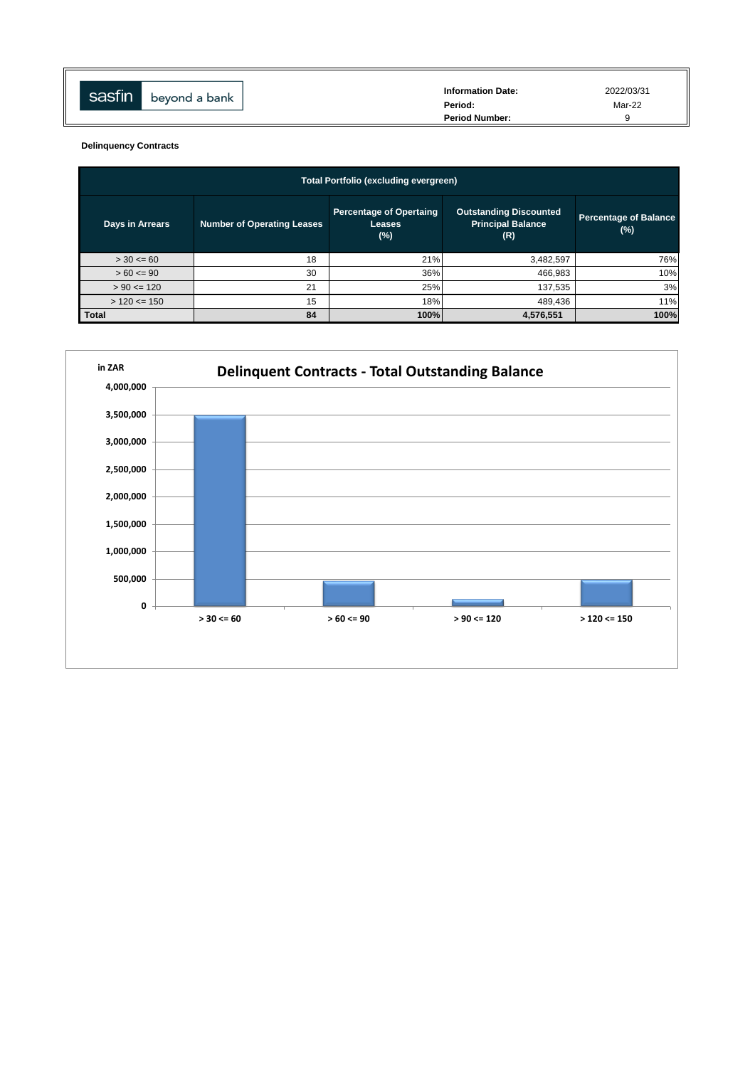| | |
|---|---|
| **Information Date:** | 2022/03/31 |
| **Period:** | Mar-22 |
| **Period Number:** | 9 |

**Delinquency Contracts**

| Total Portfolio (excluding evergreen) | | | | |
|---|---|---|---|---|
| **Days in Arrears** | **Number of Operating Leases** | **Percentage of Opertaing Leases (%)** | **Outstanding Discounted Principal Balance (R)** | **Percentage of Balance (%)** |
| > 30 <= 60 | 18 | 21% | 3,482,597 | 76% |
| > 60 <= 90 | 30 | 36% | 466,983 | 10% |
| > 90 <= 120 | 21 | 25% | 137,535 | 3% |
| > 120 <= 150 | 15 | 18% | 489,436 | 11% |
| **Total** | **84** | **100%** | **4,576,551** | **100%** |

**Delinquent Contracts - Total Outstanding Balance**

in ZAR

| Days in Arrears | Outstanding Balance (ZAR) |
|---|---|
| > 30 <= 60 | 3,482,597 |
| > 60 <= 90 | 466,983 |
| > 90 <= 120 | 137,535 |
| > 120 <= 150 | 489,436 |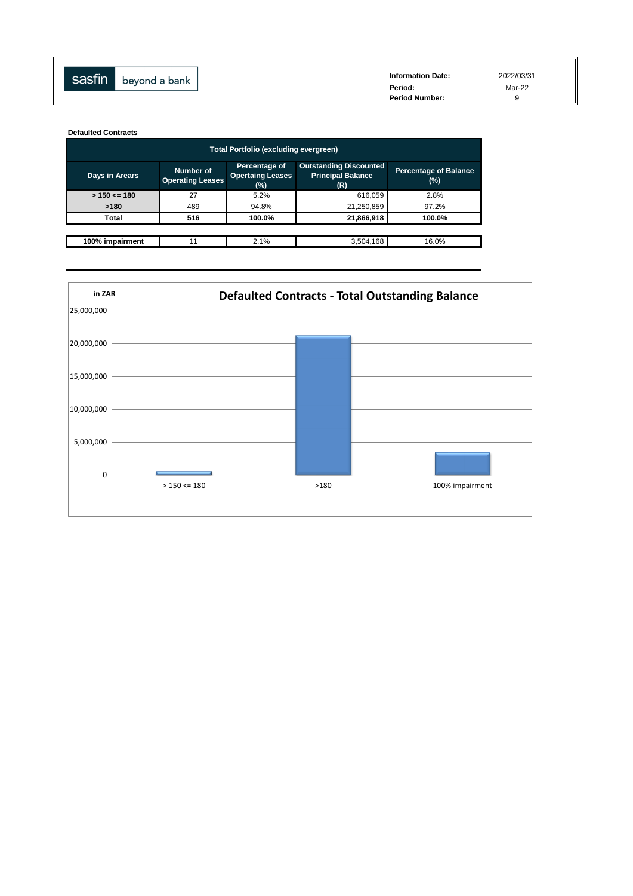| sasfin beyond a bank | Information Date: | 2022/03/31 |
|---|---|---|
| | Period: | Mar-22 |
| | Period Number: | 9 |

**Defaulted Contracts**

| Total Portfolio (excluding evergreen) | | | | |
|---|---|---|---|---|
| **Days in Arears** | **Number of Operating Leases** | **Percentage of Opertaing Leases (%)** | **Outstanding Discounted Principal Balance (R)** | **Percentage of Balance (%)** |
| **> 150 <= 180** | 27 | 5.2% | 616,059 | 2.8% |
| **>180** | 489 | 94.8% | 21,250,859 | 97.2% |
| **Total** | **516** | **100.0%** | **21,866,918** | **100.0%** |

| | | | | |
|---|---|---|---|---|
| **100% impairment** | 11 | 2.1% | 3,504,168 | 16.0% |

**Defaulted Contracts - Total Outstanding Balance**

in ZAR

| Category | Outstanding Balance (ZAR) |
|---|---|
| > 150 <= 180 | 616,059 |
| >180 | 21,250,859 |
| 100% impairment | 3,504,168 |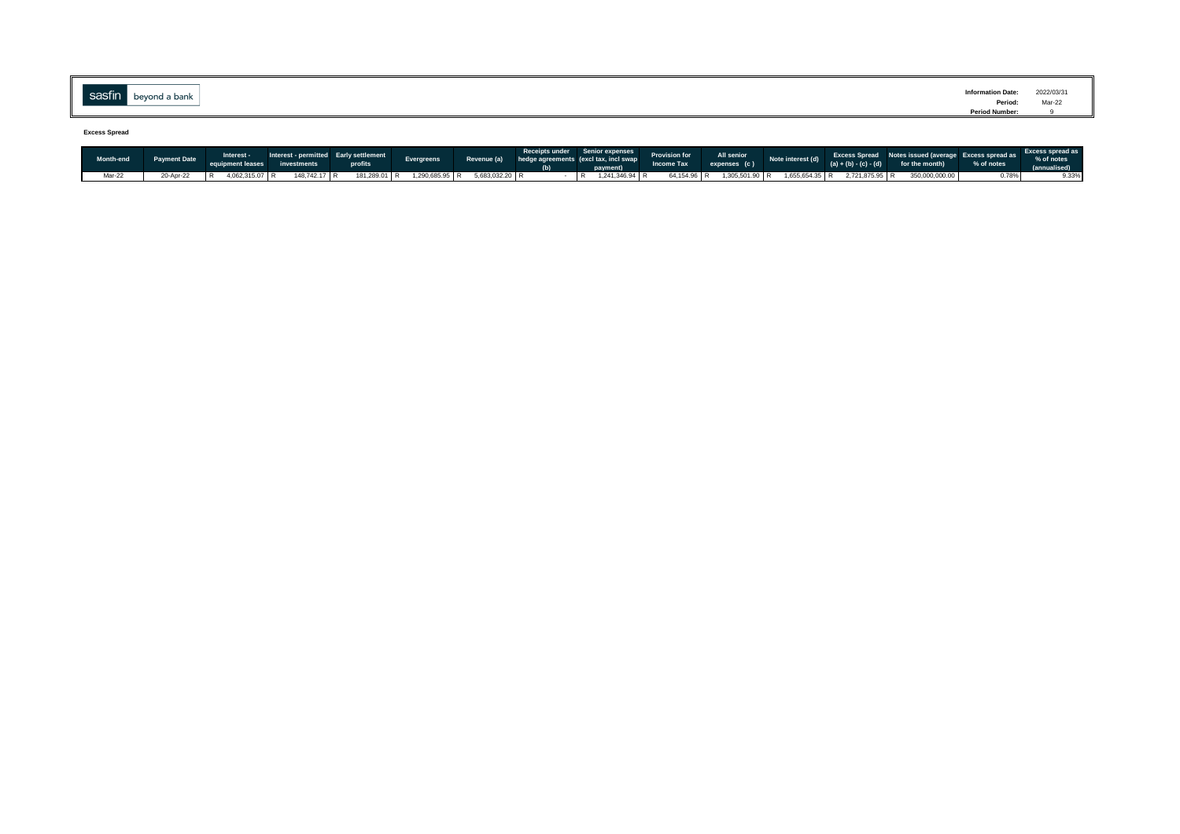sasfin beyond a bank

| | |
|---|---|
| **Information Date:** | 2022/03/31 |
| **Period:** | Mar-22 |
| **Period Number:** | 9 |

**Excess Spread**

| Month-end | Payment Date | Interest - equipment leases | Interest - permitted investments | Early settlement profits | Evergreens | Revenue (a) | Receipts under hedge agreements (b) | Senior expenses (excl tax, incl swap payment) | Provision for Income Tax | All senior expenses (c) | Note interest (d) | Excess Spread (a) + (b) - (c) - (d) | Notes issued (average for the month) | Excess spread as % of notes | Excess spread as % of notes (annualised) |
|---|---|---|---|---|---|---|---|---|---|---|---|---|---|---|---|
| Mar-22 | 20-Apr-22 | R 4,062,315.07 | R 148,742.17 | R 181,289.01 | R 1,290,685.95 | R 5,683,032.20 | R - | R 1,241,346.94 | R 64,154.96 | R 1,305,501.90 | R 1,655,654.35 | R 2,721,875.95 | R 350,000,000.00 | 0.78% | 9.33% |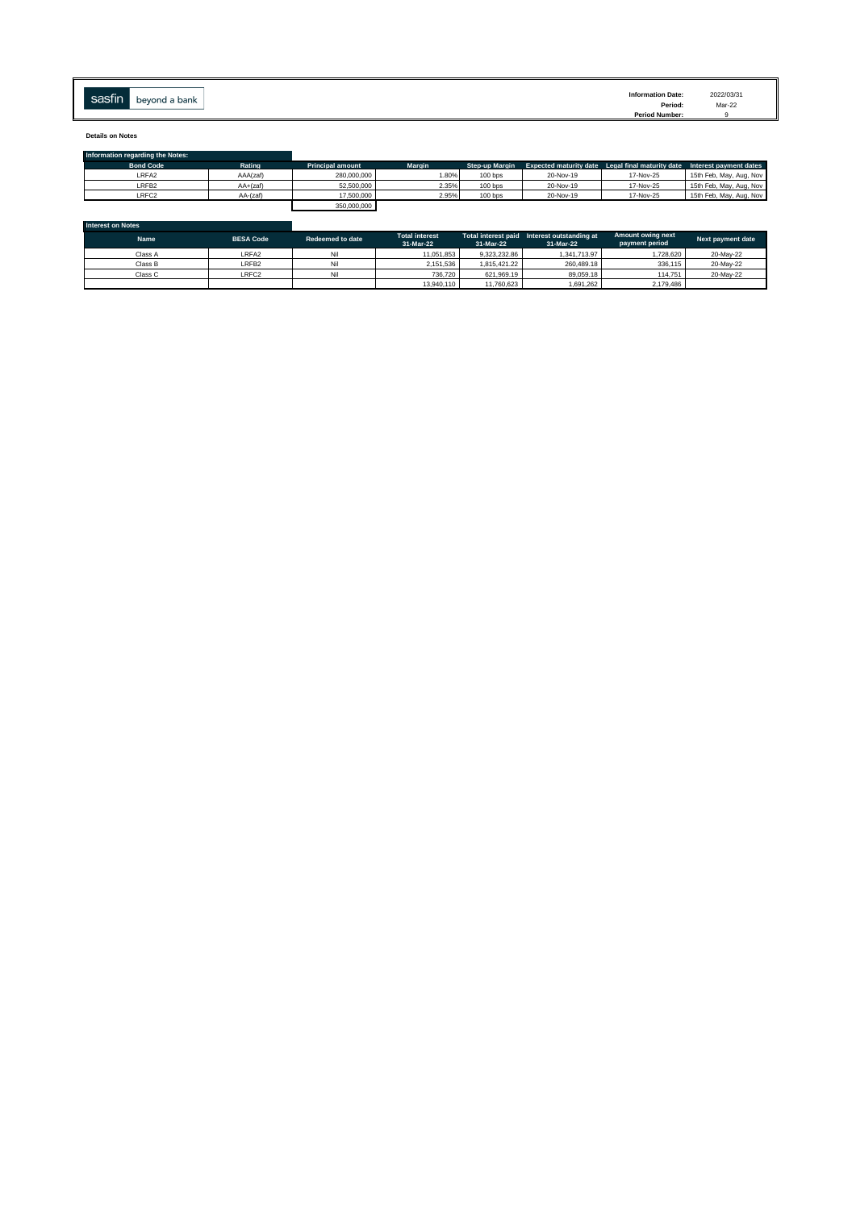sasfin beyond a bank

**Information Date:** 2022/03/31
**Period:** Mar-22
**Period Number:** 9

**Details on Notes**

**Information regarding the Notes:**

| Bond Code | Rating | Principal amount | Margin | Step-up Margin | Expected maturity date | Legal final maturity date | Interest payment dates |
|---|---|---|---|---|---|---|---|
| LRFA2 | AAA(zaf) | 280,000,000 | 1.80% | 100 bps | 20-Nov-19 | 17-Nov-25 | 15th Feb, May, Aug, Nov |
| LRFB2 | AA+(zaf) | 52,500,000 | 2.35% | 100 bps | 20-Nov-19 | 17-Nov-25 | 15th Feb, May, Aug, Nov |
| LRFC2 | AA-(zaf) | 17,500,000 | 2.95% | 100 bps | 20-Nov-19 | 17-Nov-25 | 15th Feb, May, Aug, Nov |
| | | 350,000,000 | | | | | |

**Interest on Notes**

| Name | BESA Code | Redeemed to date | Total interest 31-Mar-22 | Total interest paid 31-Mar-22 | Interest outstanding at 31-Mar-22 | Amount owing next payment period | Next payment date |
|---|---|---|---|---|---|---|---|
| Class A | LRFA2 | Nil | 11,051,853 | 9,323,232.86 | 1,341,713.97 | 1,728,620 | 20-May-22 |
| Class B | LRFB2 | Nil | 2,151,536 | 1,815,421.22 | 260,489.18 | 336,115 | 20-May-22 |
| Class C | LRFC2 | Nil | 736,720 | 621,969.19 | 89,059.18 | 114,751 | 20-May-22 |
| | | | 13,940,110 | 11,760,623 | 1,691,262 | 2,179,486 | |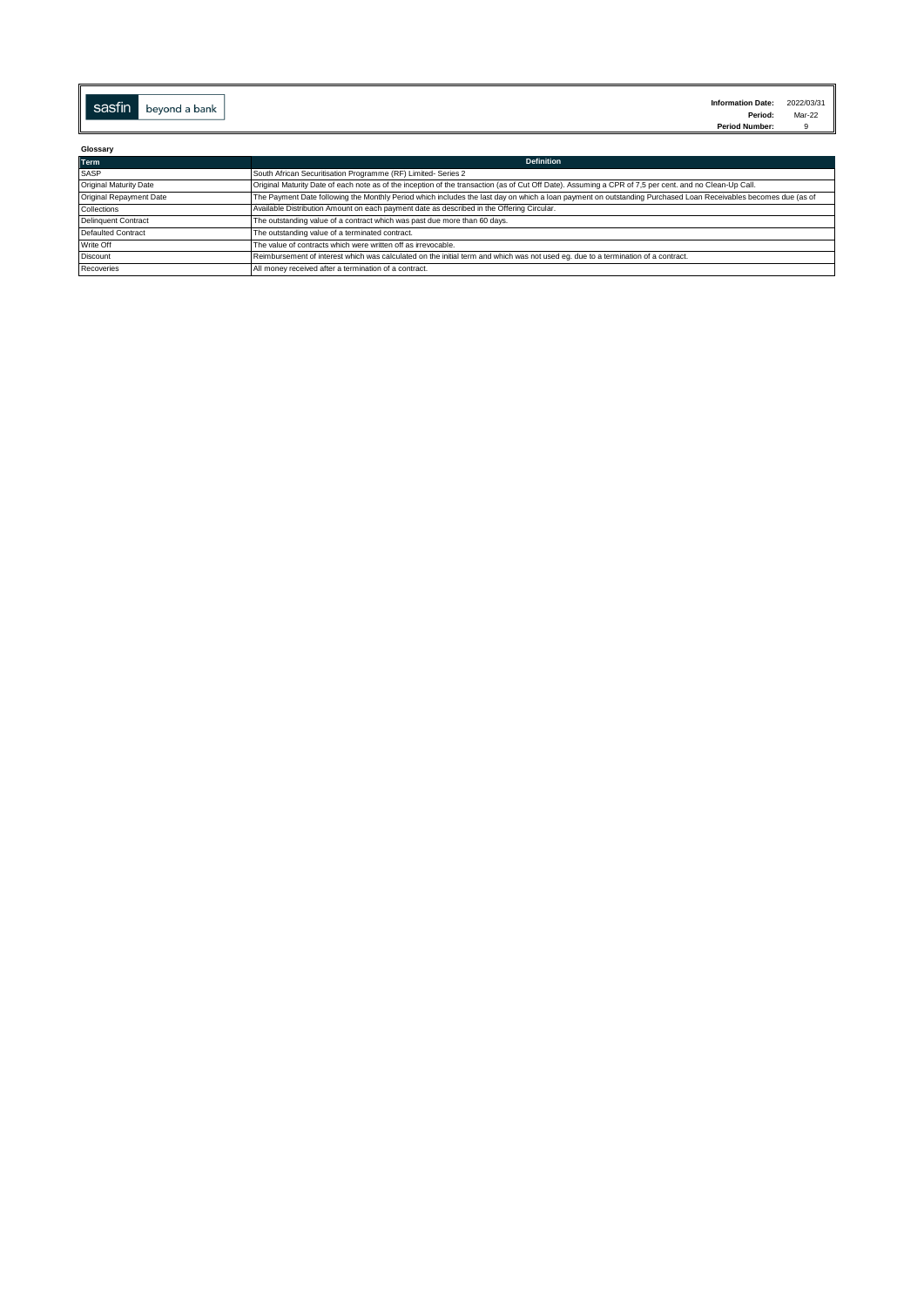sasfin beyond a bank

| | |
|---|---|
| **Information Date:** | 2022/03/31 |
| **Period:** | Mar-22 |
| **Period Number:** | 9 |

**Glossary**

| Term | Definition |
|---|---|
| SASP | South African Securitisation Programme (RF) Limited- Series 2 |
| Original Maturity Date | Original Maturity Date of each note as of the inception of the transaction (as of Cut Off Date). Assuming a CPR of 7,5 per cent. and no Clean-Up Call. |
| Original Repayment Date | The Payment Date following the Monthly Period which includes the last day on which a loan payment on outstanding Purchased Loan Receivables becomes due (as of |
| Collections | Available Distribution Amount on each payment date as described in the Offering Circular. |
| Delinquent Contract | The outstanding value of a contract which was past due more than 60 days. |
| Defaulted Contract | The outstanding value of a terminated contract. |
| Write Off | The value of contracts which were written off as irrevocable. |
| Discount | Reimbursement of interest which was calculated on the initial term and which was not used eg. due to a termination of a contract. |
| Recoveries | All money received after a termination of a contract. |